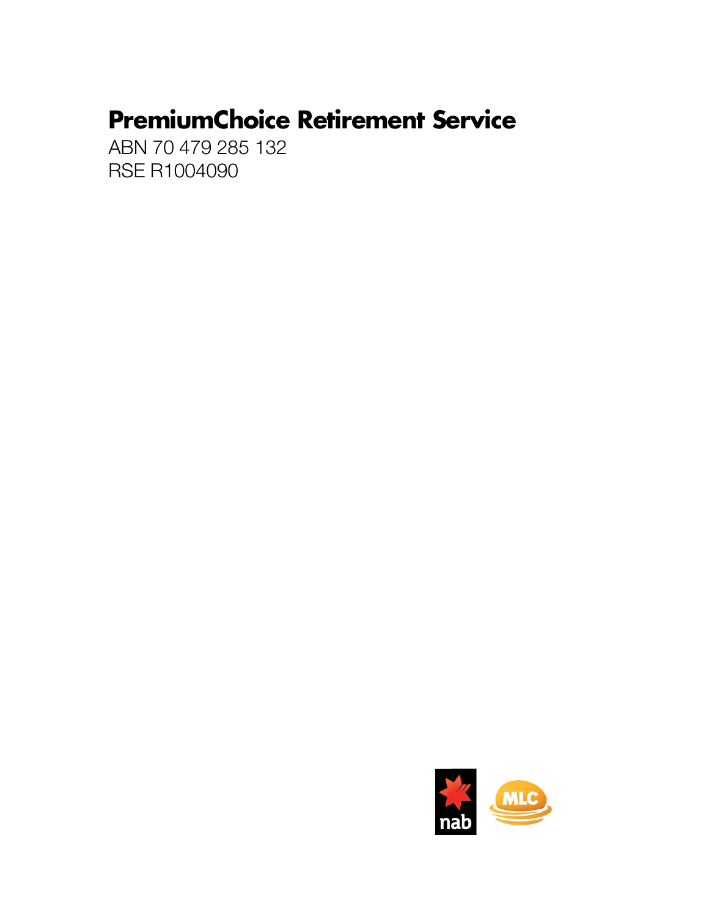# PremiumChoice Retirement Service

ABN 70 479 285 132
RSE R1004090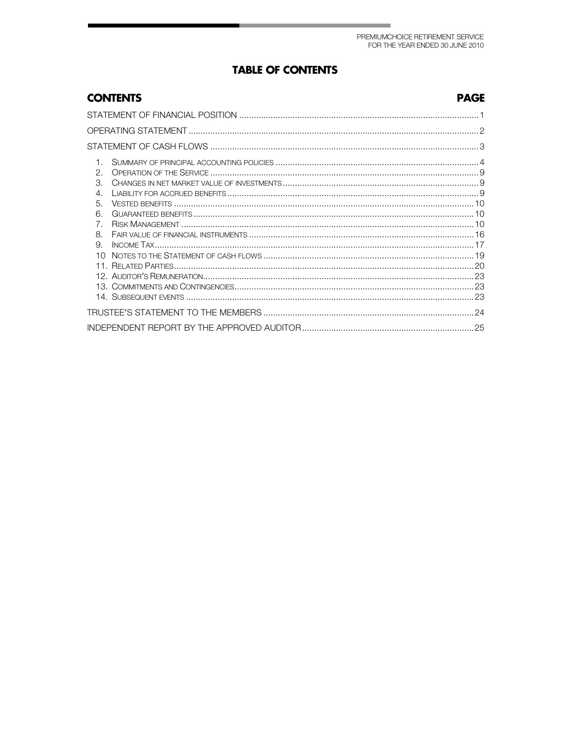# TABLE OF CONTENTS

| CONTENTS | PAGE |
|---|---|
| STATEMENT OF FINANCIAL POSITION | 1 |
| OPERATING STATEMENT | 2 |
| STATEMENT OF CASH FLOWS | 3 |
| 1. Summary of principal accounting policies | 4 |
| 2. Operation of the Service | 9 |
| 3. Changes in net market value of investments | 9 |
| 4. Liability for accrued benefits | 9 |
| 5. Vested benefits | 10 |
| 6. Guaranteed benefits | 10 |
| 7. Risk Management | 10 |
| 8. Fair value of financial instruments | 16 |
| 9. Income Tax | 17 |
| 10 Notes to the Statement of cash flows | 19 |
| 11. Related Parties | 20 |
| 12. Auditor's Remuneration | 23 |
| 13. Commitments and Contingencies | 23 |
| 14. Subsequent events | 23 |
| TRUSTEE'S STATEMENT TO THE MEMBERS | 24 |
| INDEPENDENT REPORT BY THE APPROVED AUDITOR | 25 |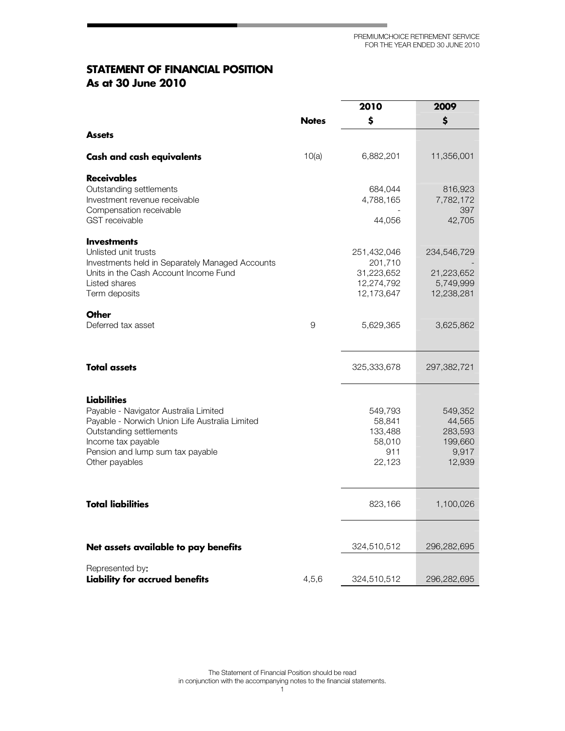# STATEMENT OF FINANCIAL POSITION
## As at 30 June 2010

| | Notes | 2010<br>$ | 2009<br>$ |
|---|---|---|---|
| **Assets** | | | |
| **Cash and cash equivalents** | 10(a) | 6,882,201 | 11,356,001 |
| **Receivables** | | | |
| Outstanding settlements | | 684,044 | 816,923 |
| Investment revenue receivable | | 4,788,165 | 7,782,172 |
| Compensation receivable | | - | 397 |
| GST receivable | | 44,056 | 42,705 |
| **Investments** | | | |
| Unlisted unit trusts | | 251,432,046 | 234,546,729 |
| Investments held in Separately Managed Accounts | | 201,710 | - |
| Units in the Cash Account Income Fund | | 31,223,652 | 21,223,652 |
| Listed shares | | 12,274,792 | 5,749,999 |
| Term deposits | | 12,173,647 | 12,238,281 |
| **Other** | | | |
| Deferred tax asset | 9 | 5,629,365 | 3,625,862 |
| **Total assets** | | 325,333,678 | 297,382,721 |
| **Liabilities** | | | |
| Payable - Navigator Australia Limited | | 549,793 | 549,352 |
| Payable - Norwich Union Life Australia Limited | | 58,841 | 44,565 |
| Outstanding settlements | | 133,488 | 283,593 |
| Income tax payable | | 58,010 | 199,660 |
| Pension and lump sum tax payable | | 911 | 9,917 |
| Other payables | | 22,123 | 12,939 |
| **Total liabilities** | | 823,166 | 1,100,026 |
| **Net assets available to pay benefits** | | 324,510,512 | 296,282,695 |
| Represented by: | | | |
| **Liability for accrued benefits** | 4,5,6 | 324,510,512 | 296,282,695 |

The Statement of Financial Position should be read in conjunction with the accompanying notes to the financial statements.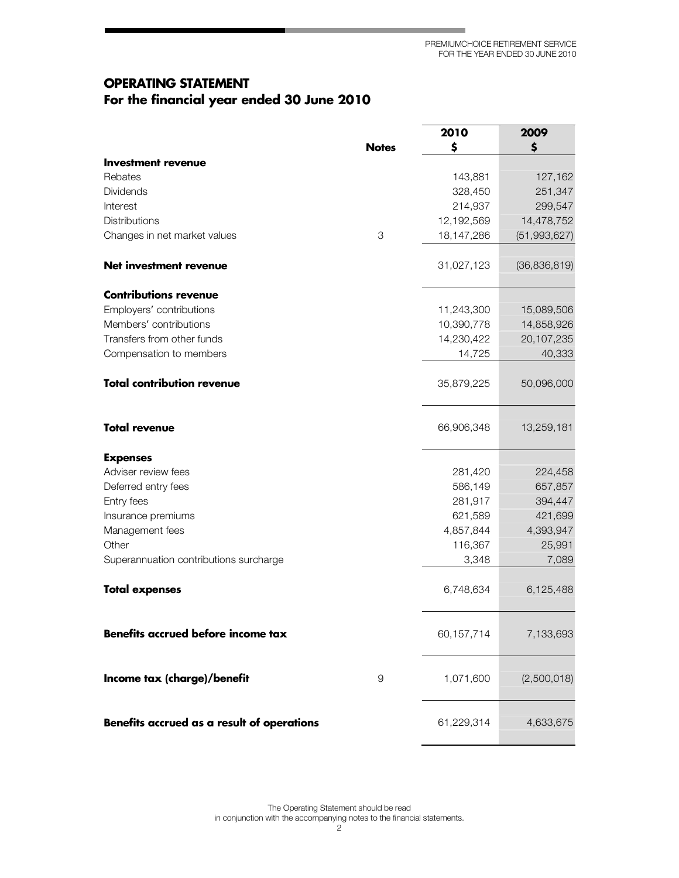# OPERATING STATEMENT
## For the financial year ended 30 June 2010

| | Notes | 2010 $ | 2009 $ |
|---|---|---|---|
| **Investment revenue** | | | |
| Rebates | | 143,881 | 127,162 |
| Dividends | | 328,450 | 251,347 |
| Interest | | 214,937 | 299,547 |
| Distributions | | 12,192,569 | 14,478,752 |
| Changes in net market values | 3 | 18,147,286 | (51,993,627) |
| **Net investment revenue** | | 31,027,123 | (36,836,819) |
| **Contributions revenue** | | | |
| Employers' contributions | | 11,243,300 | 15,089,506 |
| Members' contributions | | 10,390,778 | 14,858,926 |
| Transfers from other funds | | 14,230,422 | 20,107,235 |
| Compensation to members | | 14,725 | 40,333 |
| **Total contribution revenue** | | 35,879,225 | 50,096,000 |
| **Total revenue** | | 66,906,348 | 13,259,181 |
| **Expenses** | | | |
| Adviser review fees | | 281,420 | 224,458 |
| Deferred entry fees | | 586,149 | 657,857 |
| Entry fees | | 281,917 | 394,447 |
| Insurance premiums | | 621,589 | 421,699 |
| Management fees | | 4,857,844 | 4,393,947 |
| Other | | 116,367 | 25,991 |
| Superannuation contributions surcharge | | 3,348 | 7,089 |
| **Total expenses** | | 6,748,634 | 6,125,488 |
| **Benefits accrued before income tax** | | 60,157,714 | 7,133,693 |
| **Income tax (charge)/benefit** | 9 | 1,071,600 | (2,500,018) |
| **Benefits accrued as a result of operations** | | 61,229,314 | 4,633,675 |

The Operating Statement should be read in conjunction with the accompanying notes to the financial statements.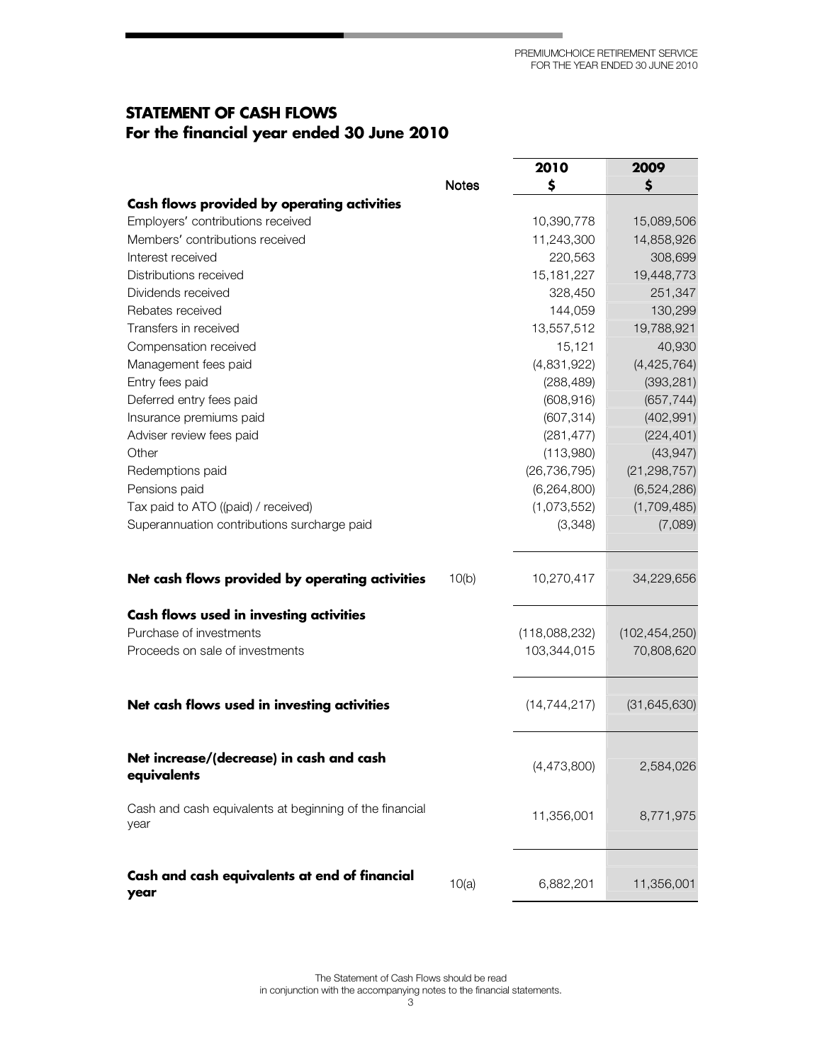## STATEMENT OF CASH FLOWS
## For the financial year ended 30 June 2010

| | Notes | 2010<br>$ | 2009<br>$ |
|---|---|---|---|
| **Cash flows provided by operating activities** | | | |
| Employers' contributions received | | 10,390,778 | 15,089,506 |
| Members' contributions received | | 11,243,300 | 14,858,926 |
| Interest received | | 220,563 | 308,699 |
| Distributions received | | 15,181,227 | 19,448,773 |
| Dividends received | | 328,450 | 251,347 |
| Rebates received | | 144,059 | 130,299 |
| Transfers in received | | 13,557,512 | 19,788,921 |
| Compensation received | | 15,121 | 40,930 |
| Management fees paid | | (4,831,922) | (4,425,764) |
| Entry fees paid | | (288,489) | (393,281) |
| Deferred entry fees paid | | (608,916) | (657,744) |
| Insurance premiums paid | | (607,314) | (402,991) |
| Adviser review fees paid | | (281,477) | (224,401) |
| Other | | (113,980) | (43,947) |
| Redemptions paid | | (26,736,795) | (21,298,757) |
| Pensions paid | | (6,264,800) | (6,524,286) |
| Tax paid to ATO ((paid) / received) | | (1,073,552) | (1,709,485) |
| Superannuation contributions surcharge paid | | (3,348) | (7,089) |
| **Net cash flows provided by operating activities** | 10(b) | 10,270,417 | 34,229,656 |
| **Cash flows used in investing activities** | | | |
| Purchase of investments | | (118,088,232) | (102,454,250) |
| Proceeds on sale of investments | | 103,344,015 | 70,808,620 |
| **Net cash flows used in investing activities** | | (14,744,217) | (31,645,630) |
| **Net increase/(decrease) in cash and cash equivalents** | | (4,473,800) | 2,584,026 |
| Cash and cash equivalents at beginning of the financial year | | 11,356,001 | 8,771,975 |
| **Cash and cash equivalents at end of financial year** | 10(a) | 6,882,201 | 11,356,001 |

The Statement of Cash Flows should be read in conjunction with the accompanying notes to the financial statements.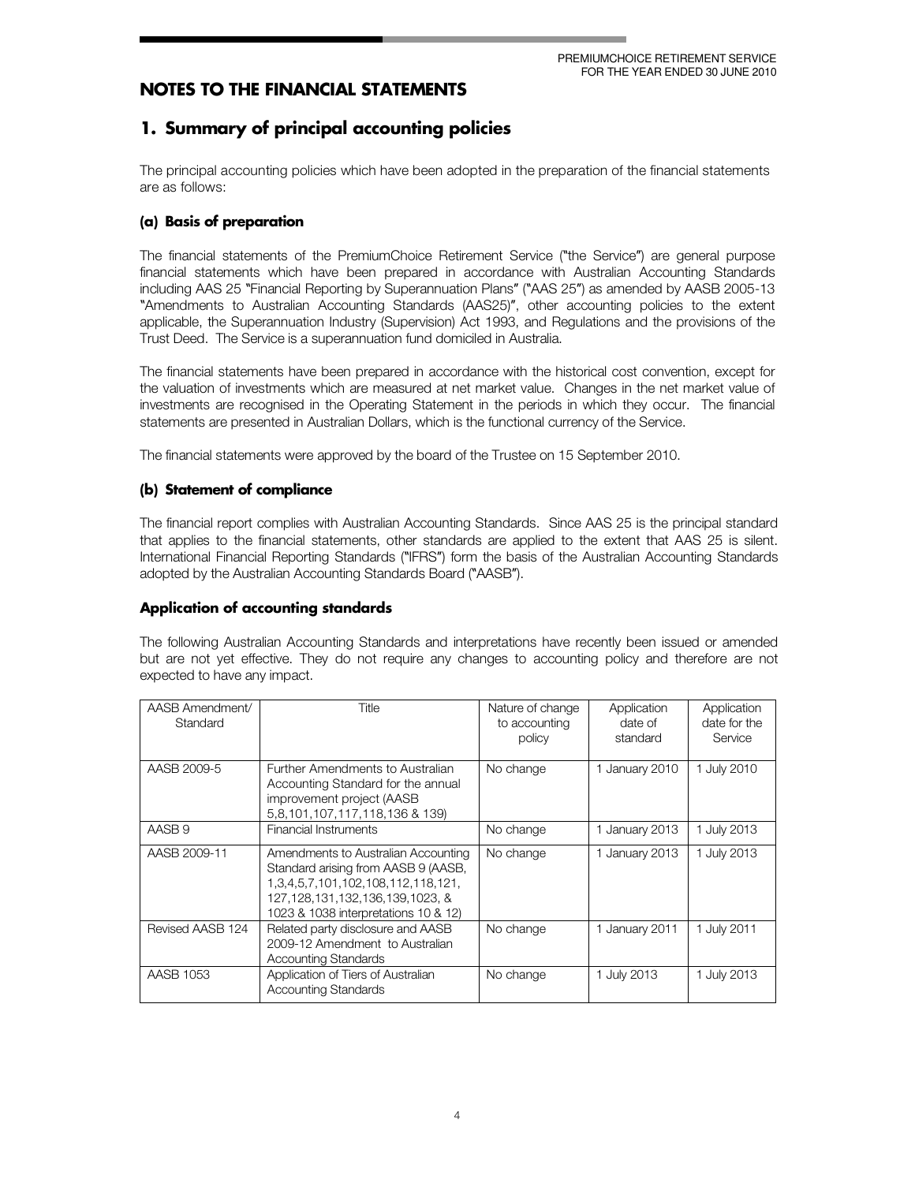# NOTES TO THE FINANCIAL STATEMENTS

## 1. Summary of principal accounting policies

The principal accounting policies which have been adopted in the preparation of the financial statements are as follows:

### (a) Basis of preparation

The financial statements of the PremiumChoice Retirement Service ("the Service") are general purpose financial statements which have been prepared in accordance with Australian Accounting Standards including AAS 25 "Financial Reporting by Superannuation Plans" ("AAS 25") as amended by AASB 2005-13 "Amendments to Australian Accounting Standards (AAS25)", other accounting policies to the extent applicable, the Superannuation Industry (Supervision) Act 1993, and Regulations and the provisions of the Trust Deed. The Service is a superannuation fund domiciled in Australia.

The financial statements have been prepared in accordance with the historical cost convention, except for the valuation of investments which are measured at net market value. Changes in the net market value of investments are recognised in the Operating Statement in the periods in which they occur. The financial statements are presented in Australian Dollars, which is the functional currency of the Service.

The financial statements were approved by the board of the Trustee on 15 September 2010.

### (b) Statement of compliance

The financial report complies with Australian Accounting Standards. Since AAS 25 is the principal standard that applies to the financial statements, other standards are applied to the extent that AAS 25 is silent. International Financial Reporting Standards ("IFRS") form the basis of the Australian Accounting Standards adopted by the Australian Accounting Standards Board ("AASB").

### Application of accounting standards

The following Australian Accounting Standards and interpretations have recently been issued or amended but are not yet effective. They do not require any changes to accounting policy and therefore are not expected to have any impact.

| AASB Amendment/ Standard | Title | Nature of change to accounting policy | Application date of standard | Application date for the Service |
|---|---|---|---|---|
| AASB 2009-5 | Further Amendments to Australian Accounting Standard for the annual improvement project (AASB 5,8,101,107,117,118,136 & 139) | No change | 1 January 2010 | 1 July 2010 |
| AASB 9 | Financial Instruments | No change | 1 January 2013 | 1 July 2013 |
| AASB 2009-11 | Amendments to Australian Accounting Standard arising from AASB 9 (AASB, 1,3,4,5,7,101,102,108,112,118,121, 127,128,131,132,136,139,1023, & 1023 & 1038 interpretations 10 & 12) | No change | 1 January 2013 | 1 July 2013 |
| Revised AASB 124 | Related party disclosure and AASB 2009-12 Amendment to Australian Accounting Standards | No change | 1 January 2011 | 1 July 2011 |
| AASB 1053 | Application of Tiers of Australian Accounting Standards | No change | 1 July 2013 | 1 July 2013 |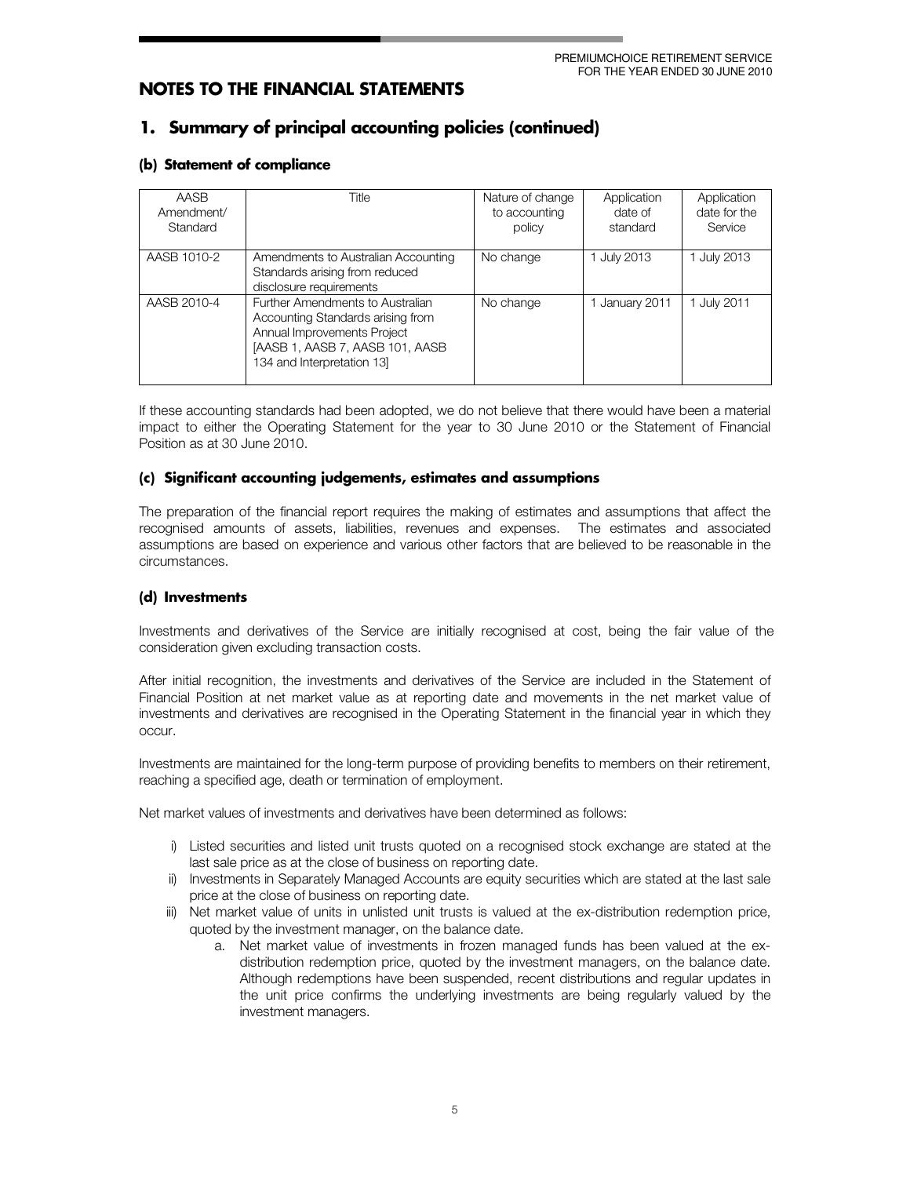## NOTES TO THE FINANCIAL STATEMENTS

## 1. Summary of principal accounting policies (continued)

### (b) Statement of compliance

| AASB Amendment/ Standard | Title | Nature of change to accounting policy | Application date of standard | Application date for the Service |
|---|---|---|---|---|
| AASB 1010-2 | Amendments to Australian Accounting Standards arising from reduced disclosure requirements | No change | 1 July 2013 | 1 July 2013 |
| AASB 2010-4 | Further Amendments to Australian Accounting Standards arising from Annual Improvements Project [AASB 1, AASB 7, AASB 101, AASB 134 and Interpretation 13] | No change | 1 January 2011 | 1 July 2011 |

If these accounting standards had been adopted, we do not believe that there would have been a material impact to either the Operating Statement for the year to 30 June 2010 or the Statement of Financial Position as at 30 June 2010.

### (c) Significant accounting judgements, estimates and assumptions

The preparation of the financial report requires the making of estimates and assumptions that affect the recognised amounts of assets, liabilities, revenues and expenses. The estimates and associated assumptions are based on experience and various other factors that are believed to be reasonable in the circumstances.

### (d) Investments

Investments and derivatives of the Service are initially recognised at cost, being the fair value of the consideration given excluding transaction costs.

After initial recognition, the investments and derivatives of the Service are included in the Statement of Financial Position at net market value as at reporting date and movements in the net market value of investments and derivatives are recognised in the Operating Statement in the financial year in which they occur.

Investments are maintained for the long-term purpose of providing benefits to members on their retirement, reaching a specified age, death or termination of employment.

Net market values of investments and derivatives have been determined as follows:

i) Listed securities and listed unit trusts quoted on a recognised stock exchange are stated at the last sale price as at the close of business on reporting date.
ii) Investments in Separately Managed Accounts are equity securities which are stated at the last sale price at the close of business on reporting date.
iii) Net market value of units in unlisted unit trusts is valued at the ex-distribution redemption price, quoted by the investment manager, on the balance date.
    a. Net market value of investments in frozen managed funds has been valued at the ex-distribution redemption price, quoted by the investment managers, on the balance date. Although redemptions have been suspended, recent distributions and regular updates in the unit price confirms the underlying investments are being regularly valued by the investment managers.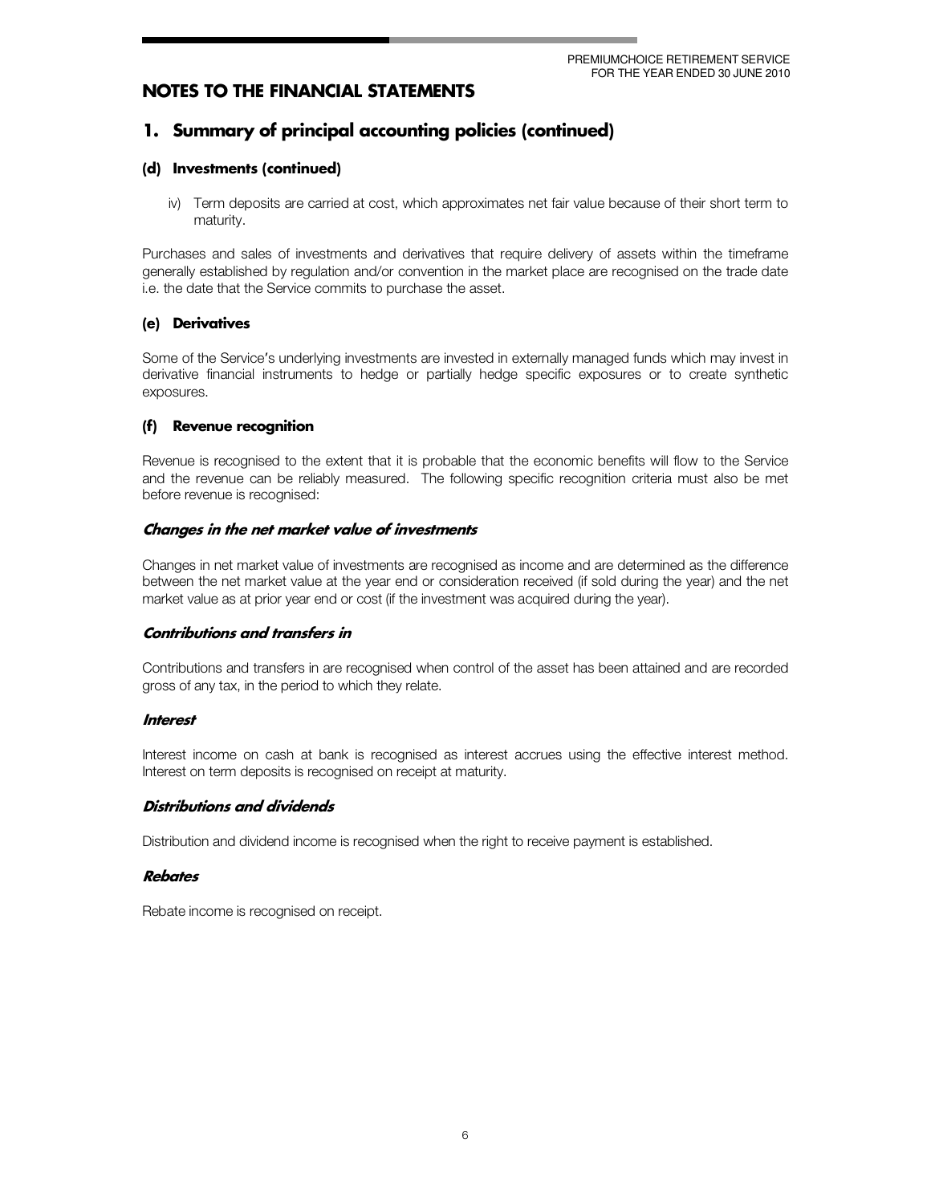# NOTES TO THE FINANCIAL STATEMENTS

## 1. Summary of principal accounting policies (continued)

### (d) Investments (continued)

iv) Term deposits are carried at cost, which approximates net fair value because of their short term to maturity.

Purchases and sales of investments and derivatives that require delivery of assets within the timeframe generally established by regulation and/or convention in the market place are recognised on the trade date i.e. the date that the Service commits to purchase the asset.

### (e) Derivatives

Some of the Service's underlying investments are invested in externally managed funds which may invest in derivative financial instruments to hedge or partially hedge specific exposures or to create synthetic exposures.

### (f) Revenue recognition

Revenue is recognised to the extent that it is probable that the economic benefits will flow to the Service and the revenue can be reliably measured. The following specific recognition criteria must also be met before revenue is recognised:

#### *Changes in the net market value of investments*

Changes in net market value of investments are recognised as income and are determined as the difference between the net market value at the year end or consideration received (if sold during the year) and the net market value as at prior year end or cost (if the investment was acquired during the year).

#### *Contributions and transfers in*

Contributions and transfers in are recognised when control of the asset has been attained and are recorded gross of any tax, in the period to which they relate.

#### *Interest*

Interest income on cash at bank is recognised as interest accrues using the effective interest method. Interest on term deposits is recognised on receipt at maturity.

#### *Distributions and dividends*

Distribution and dividend income is recognised when the right to receive payment is established.

#### *Rebates*

Rebate income is recognised on receipt.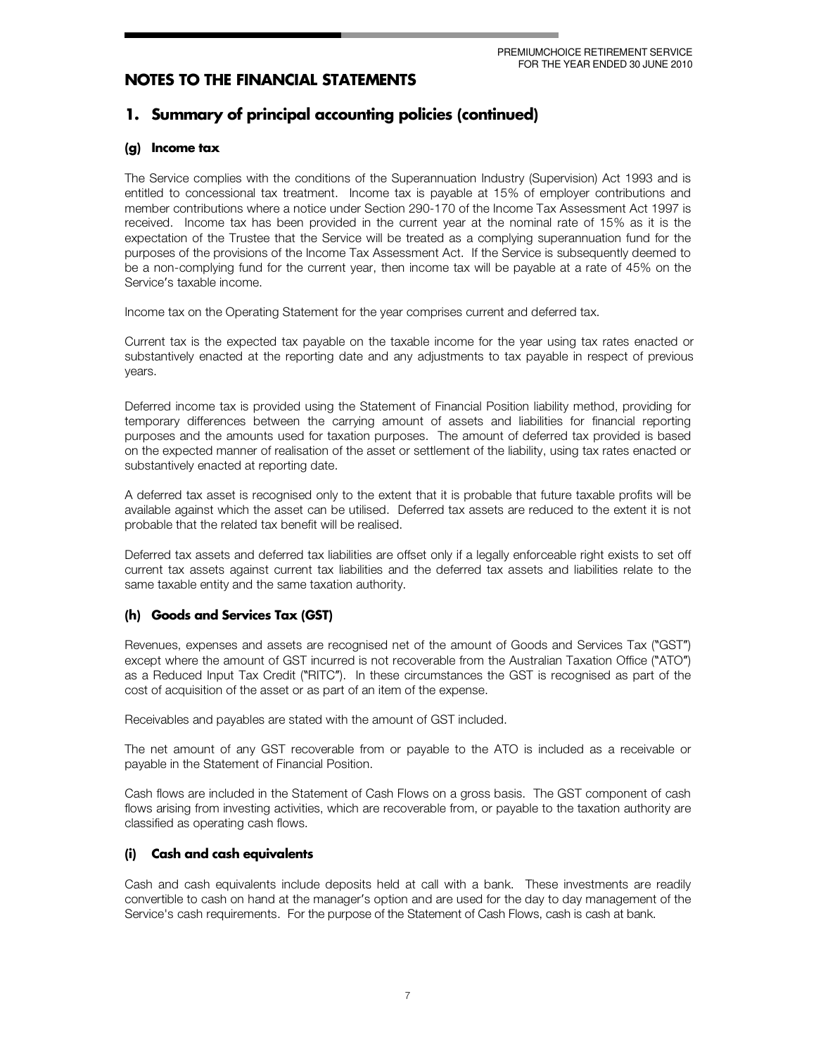# NOTES TO THE FINANCIAL STATEMENTS

## 1. Summary of principal accounting policies (continued)

### (g) Income tax

The Service complies with the conditions of the Superannuation Industry (Supervision) Act 1993 and is entitled to concessional tax treatment. Income tax is payable at 15% of employer contributions and member contributions where a notice under Section 290-170 of the Income Tax Assessment Act 1997 is received. Income tax has been provided in the current year at the nominal rate of 15% as it is the expectation of the Trustee that the Service will be treated as a complying superannuation fund for the purposes of the provisions of the Income Tax Assessment Act. If the Service is subsequently deemed to be a non-complying fund for the current year, then income tax will be payable at a rate of 45% on the Service's taxable income.

Income tax on the Operating Statement for the year comprises current and deferred tax.

Current tax is the expected tax payable on the taxable income for the year using tax rates enacted or substantively enacted at the reporting date and any adjustments to tax payable in respect of previous years.

Deferred income tax is provided using the Statement of Financial Position liability method, providing for temporary differences between the carrying amount of assets and liabilities for financial reporting purposes and the amounts used for taxation purposes. The amount of deferred tax provided is based on the expected manner of realisation of the asset or settlement of the liability, using tax rates enacted or substantively enacted at reporting date.

A deferred tax asset is recognised only to the extent that it is probable that future taxable profits will be available against which the asset can be utilised. Deferred tax assets are reduced to the extent it is not probable that the related tax benefit will be realised.

Deferred tax assets and deferred tax liabilities are offset only if a legally enforceable right exists to set off current tax assets against current tax liabilities and the deferred tax assets and liabilities relate to the same taxable entity and the same taxation authority.

### (h) Goods and Services Tax (GST)

Revenues, expenses and assets are recognised net of the amount of Goods and Services Tax ("GST") except where the amount of GST incurred is not recoverable from the Australian Taxation Office ("ATO") as a Reduced Input Tax Credit ("RITC"). In these circumstances the GST is recognised as part of the cost of acquisition of the asset or as part of an item of the expense.

Receivables and payables are stated with the amount of GST included.

The net amount of any GST recoverable from or payable to the ATO is included as a receivable or payable in the Statement of Financial Position.

Cash flows are included in the Statement of Cash Flows on a gross basis. The GST component of cash flows arising from investing activities, which are recoverable from, or payable to the taxation authority are classified as operating cash flows.

### (i) Cash and cash equivalents

Cash and cash equivalents include deposits held at call with a bank. These investments are readily convertible to cash on hand at the manager's option and are used for the day to day management of the Service's cash requirements. For the purpose of the Statement of Cash Flows, cash is cash at bank.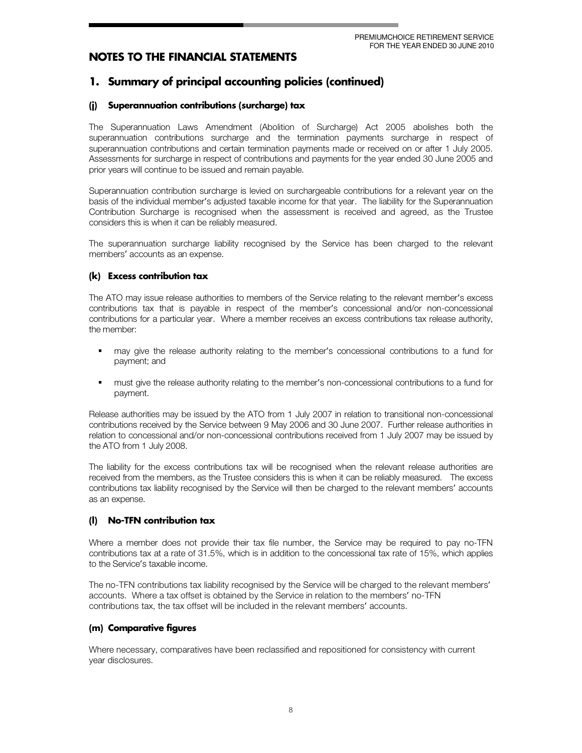# NOTES TO THE FINANCIAL STATEMENTS

## 1. Summary of principal accounting policies (continued)

### (j) Superannuation contributions (surcharge) tax

The Superannuation Laws Amendment (Abolition of Surcharge) Act 2005 abolishes both the superannuation contributions surcharge and the termination payments surcharge in respect of superannuation contributions and certain termination payments made or received on or after 1 July 2005. Assessments for surcharge in respect of contributions and payments for the year ended 30 June 2005 and prior years will continue to be issued and remain payable.

Superannuation contribution surcharge is levied on surchargeable contributions for a relevant year on the basis of the individual member's adjusted taxable income for that year. The liability for the Superannuation Contribution Surcharge is recognised when the assessment is received and agreed, as the Trustee considers this is when it can be reliably measured.

The superannuation surcharge liability recognised by the Service has been charged to the relevant members' accounts as an expense.

### (k) Excess contribution tax

The ATO may issue release authorities to members of the Service relating to the relevant member's excess contributions tax that is payable in respect of the member's concessional and/or non-concessional contributions for a particular year. Where a member receives an excess contributions tax release authority, the member:

- may give the release authority relating to the member's concessional contributions to a fund for payment; and
- must give the release authority relating to the member's non-concessional contributions to a fund for payment.

Release authorities may be issued by the ATO from 1 July 2007 in relation to transitional non-concessional contributions received by the Service between 9 May 2006 and 30 June 2007. Further release authorities in relation to concessional and/or non-concessional contributions received from 1 July 2007 may be issued by the ATO from 1 July 2008.

The liability for the excess contributions tax will be recognised when the relevant release authorities are received from the members, as the Trustee considers this is when it can be reliably measured. The excess contributions tax liability recognised by the Service will then be charged to the relevant members' accounts as an expense.

### (l) No-TFN contribution tax

Where a member does not provide their tax file number, the Service may be required to pay no-TFN contributions tax at a rate of 31.5%, which is in addition to the concessional tax rate of 15%, which applies to the Service's taxable income.

The no-TFN contributions tax liability recognised by the Service will be charged to the relevant members' accounts. Where a tax offset is obtained by the Service in relation to the members' no-TFN contributions tax, the tax offset will be included in the relevant members' accounts.

### (m) Comparative figures

Where necessary, comparatives have been reclassified and repositioned for consistency with current year disclosures.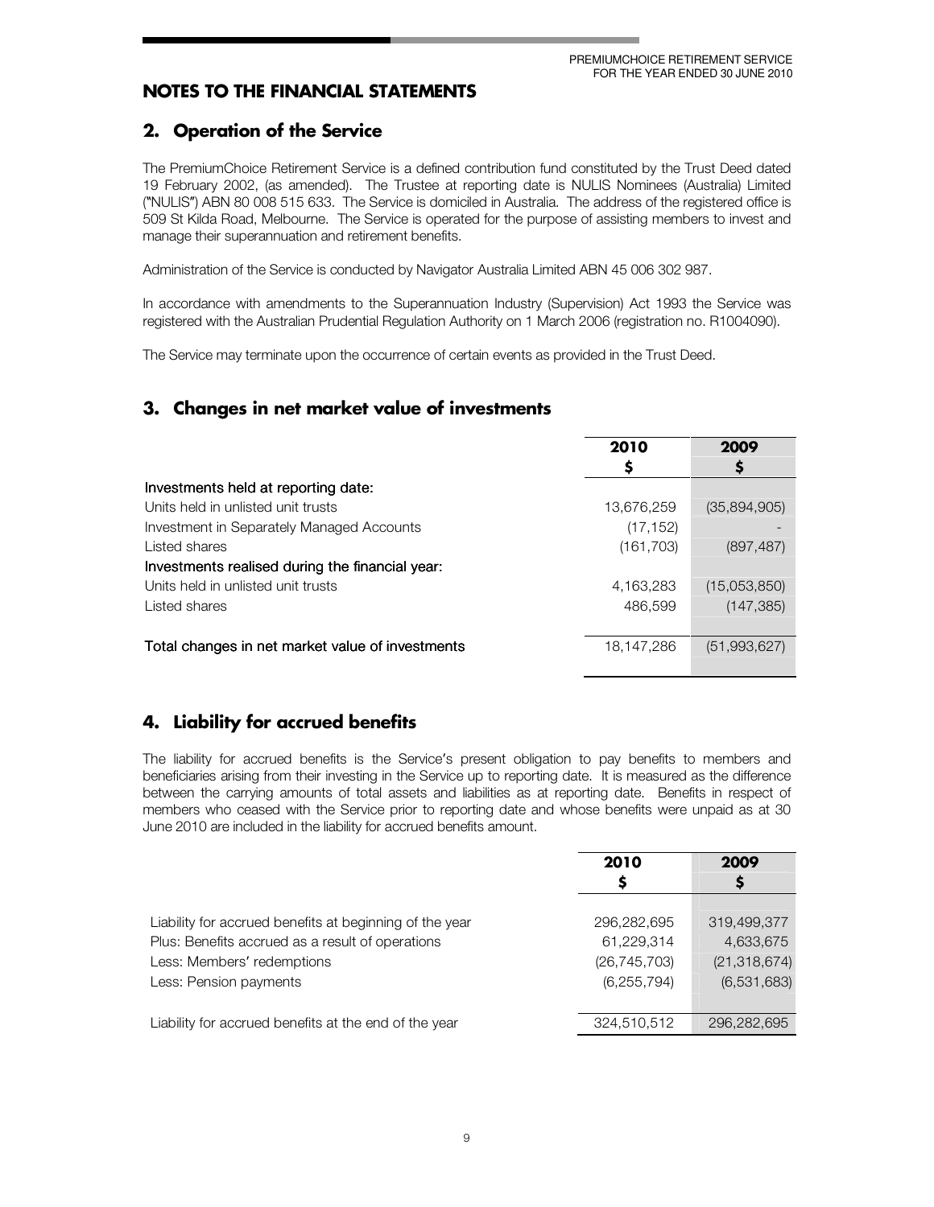# NOTES TO THE FINANCIAL STATEMENTS

## 2. Operation of the Service

The PremiumChoice Retirement Service is a defined contribution fund constituted by the Trust Deed dated 19 February 2002, (as amended). The Trustee at reporting date is NULIS Nominees (Australia) Limited ("NULIS") ABN 80 008 515 633. The Service is domiciled in Australia. The address of the registered office is 509 St Kilda Road, Melbourne. The Service is operated for the purpose of assisting members to invest and manage their superannuation and retirement benefits.

Administration of the Service is conducted by Navigator Australia Limited ABN 45 006 302 987.

In accordance with amendments to the Superannuation Industry (Supervision) Act 1993 the Service was registered with the Australian Prudential Regulation Authority on 1 March 2006 (registration no. R1004090).

The Service may terminate upon the occurrence of certain events as provided in the Trust Deed.

## 3. Changes in net market value of investments

| | 2010<br>$ | 2009<br>$ |
|---|---|---|
| **Investments held at reporting date:** | | |
| Units held in unlisted unit trusts | 13,676,259 | (35,894,905) |
| Investment in Separately Managed Accounts | (17,152) | - |
| Listed shares | (161,703) | (897,487) |
| **Investments realised during the financial year:** | | |
| Units held in unlisted unit trusts | 4,163,283 | (15,053,850) |
| Listed shares | 486,599 | (147,385) |
| **Total changes in net market value of investments** | 18,147,286 | (51,993,627) |

## 4. Liability for accrued benefits

The liability for accrued benefits is the Service's present obligation to pay benefits to members and beneficiaries arising from their investing in the Service up to reporting date. It is measured as the difference between the carrying amounts of total assets and liabilities as at reporting date. Benefits in respect of members who ceased with the Service prior to reporting date and whose benefits were unpaid as at 30 June 2010 are included in the liability for accrued benefits amount.

| | 2010<br>$ | 2009<br>$ |
|---|---|---|
| Liability for accrued benefits at beginning of the year | 296,282,695 | 319,499,377 |
| Plus: Benefits accrued as a result of operations | 61,229,314 | 4,633,675 |
| Less: Members' redemptions | (26,745,703) | (21,318,674) |
| Less: Pension payments | (6,255,794) | (6,531,683) |
| Liability for accrued benefits at the end of the year | 324,510,512 | 296,282,695 |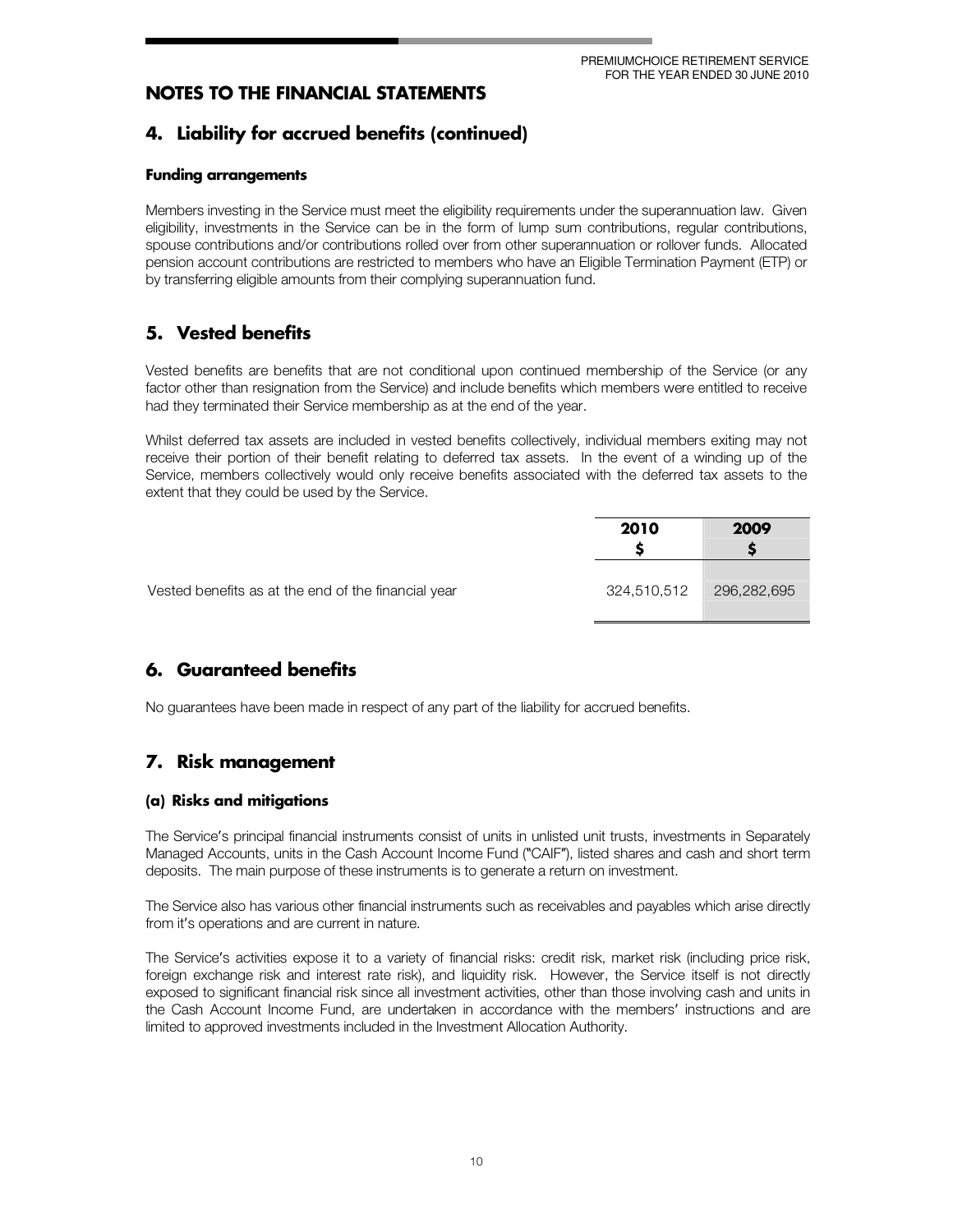# NOTES TO THE FINANCIAL STATEMENTS

## 4. Liability for accrued benefits (continued)

### Funding arrangements

Members investing in the Service must meet the eligibility requirements under the superannuation law. Given eligibility, investments in the Service can be in the form of lump sum contributions, regular contributions, spouse contributions and/or contributions rolled over from other superannuation or rollover funds. Allocated pension account contributions are restricted to members who have an Eligible Termination Payment (ETP) or by transferring eligible amounts from their complying superannuation fund.

## 5. Vested benefits

Vested benefits are benefits that are not conditional upon continued membership of the Service (or any factor other than resignation from the Service) and include benefits which members were entitled to receive had they terminated their Service membership as at the end of the year.

Whilst deferred tax assets are included in vested benefits collectively, individual members exiting may not receive their portion of their benefit relating to deferred tax assets. In the event of a winding up of the Service, members collectively would only receive benefits associated with the deferred tax assets to the extent that they could be used by the Service.

| | 2010<br>$ | 2009<br>$ |
|---|---|---|
| Vested benefits as at the end of the financial year | 324,510,512 | 296,282,695 |

## 6. Guaranteed benefits

No guarantees have been made in respect of any part of the liability for accrued benefits.

## 7. Risk management

### (a) Risks and mitigations

The Service's principal financial instruments consist of units in unlisted unit trusts, investments in Separately Managed Accounts, units in the Cash Account Income Fund ("CAIF"), listed shares and cash and short term deposits. The main purpose of these instruments is to generate a return on investment.

The Service also has various other financial instruments such as receivables and payables which arise directly from it's operations and are current in nature.

The Service's activities expose it to a variety of financial risks: credit risk, market risk (including price risk, foreign exchange risk and interest rate risk), and liquidity risk. However, the Service itself is not directly exposed to significant financial risk since all investment activities, other than those involving cash and units in the Cash Account Income Fund, are undertaken in accordance with the members' instructions and are limited to approved investments included in the Investment Allocation Authority.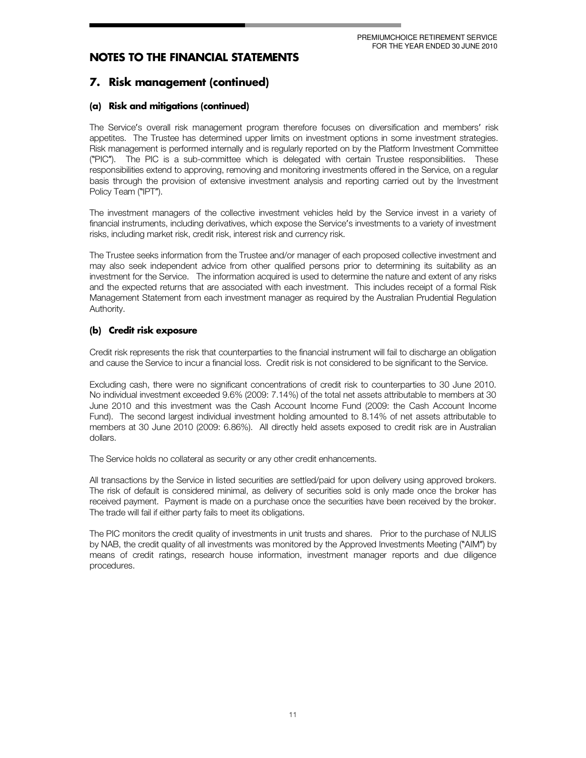# NOTES TO THE FINANCIAL STATEMENTS

## 7. Risk management (continued)

### (a) Risk and mitigations (continued)

The Service's overall risk management program therefore focuses on diversification and members' risk appetites. The Trustee has determined upper limits on investment options in some investment strategies. Risk management is performed internally and is regularly reported on by the Platform Investment Committee ("PIC"). The PIC is a sub-committee which is delegated with certain Trustee responsibilities. These responsibilities extend to approving, removing and monitoring investments offered in the Service, on a regular basis through the provision of extensive investment analysis and reporting carried out by the Investment Policy Team ("IPT").

The investment managers of the collective investment vehicles held by the Service invest in a variety of financial instruments, including derivatives, which expose the Service's investments to a variety of investment risks, including market risk, credit risk, interest risk and currency risk.

The Trustee seeks information from the Trustee and/or manager of each proposed collective investment and may also seek independent advice from other qualified persons prior to determining its suitability as an investment for the Service. The information acquired is used to determine the nature and extent of any risks and the expected returns that are associated with each investment. This includes receipt of a formal Risk Management Statement from each investment manager as required by the Australian Prudential Regulation Authority.

### (b) Credit risk exposure

Credit risk represents the risk that counterparties to the financial instrument will fail to discharge an obligation and cause the Service to incur a financial loss. Credit risk is not considered to be significant to the Service.

Excluding cash, there were no significant concentrations of credit risk to counterparties to 30 June 2010. No individual investment exceeded 9.6% (2009: 7.14%) of the total net assets attributable to members at 30 June 2010 and this investment was the Cash Account Income Fund (2009: the Cash Account Income Fund). The second largest individual investment holding amounted to 8.14% of net assets attributable to members at 30 June 2010 (2009: 6.86%). All directly held assets exposed to credit risk are in Australian dollars.

The Service holds no collateral as security or any other credit enhancements.

All transactions by the Service in listed securities are settled/paid for upon delivery using approved brokers. The risk of default is considered minimal, as delivery of securities sold is only made once the broker has received payment. Payment is made on a purchase once the securities have been received by the broker. The trade will fail if either party fails to meet its obligations.

The PIC monitors the credit quality of investments in unit trusts and shares. Prior to the purchase of NULIS by NAB, the credit quality of all investments was monitored by the Approved Investments Meeting ("AIM") by means of credit ratings, research house information, investment manager reports and due diligence procedures.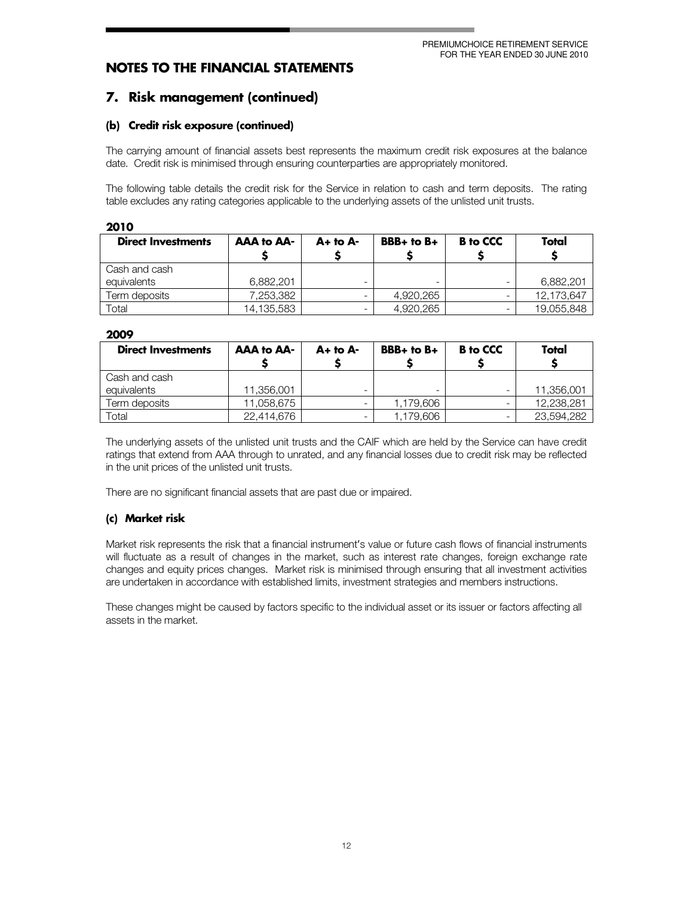## NOTES TO THE FINANCIAL STATEMENTS

## 7. Risk management (continued)

### (b) Credit risk exposure (continued)

The carrying amount of financial assets best represents the maximum credit risk exposures at the balance date. Credit risk is minimised through ensuring counterparties are appropriately monitored.

The following table details the credit risk for the Service in relation to cash and term deposits. The rating table excludes any rating categories applicable to the underlying assets of the unlisted unit trusts.

**2010**

| Direct Investments | AAA to AA- $ | A+ to A- $ | BBB+ to B+ $ | B to CCC $ | Total $ |
|---|---|---|---|---|---|
| Cash and cash equivalents | 6,882,201 | - | - | - | 6,882,201 |
| Term deposits | 7,253,382 | - | 4,920,265 | - | 12,173,647 |
| Total | 14,135,583 | - | 4,920,265 | - | 19,055,848 |

**2009**

| Direct Investments | AAA to AA- $ | A+ to A- $ | BBB+ to B+ $ | B to CCC $ | Total $ |
|---|---|---|---|---|---|
| Cash and cash equivalents | 11,356,001 | - | - | - | 11,356,001 |
| Term deposits | 11,058,675 | - | 1,179,606 | - | 12,238,281 |
| Total | 22,414,676 | - | 1,179,606 | - | 23,594,282 |

The underlying assets of the unlisted unit trusts and the CAIF which are held by the Service can have credit ratings that extend from AAA through to unrated, and any financial losses due to credit risk may be reflected in the unit prices of the unlisted unit trusts.

There are no significant financial assets that are past due or impaired.

### (c) Market risk

Market risk represents the risk that a financial instrument's value or future cash flows of financial instruments will fluctuate as a result of changes in the market, such as interest rate changes, foreign exchange rate changes and equity prices changes. Market risk is minimised through ensuring that all investment activities are undertaken in accordance with established limits, investment strategies and members instructions.

These changes might be caused by factors specific to the individual asset or its issuer or factors affecting all assets in the market.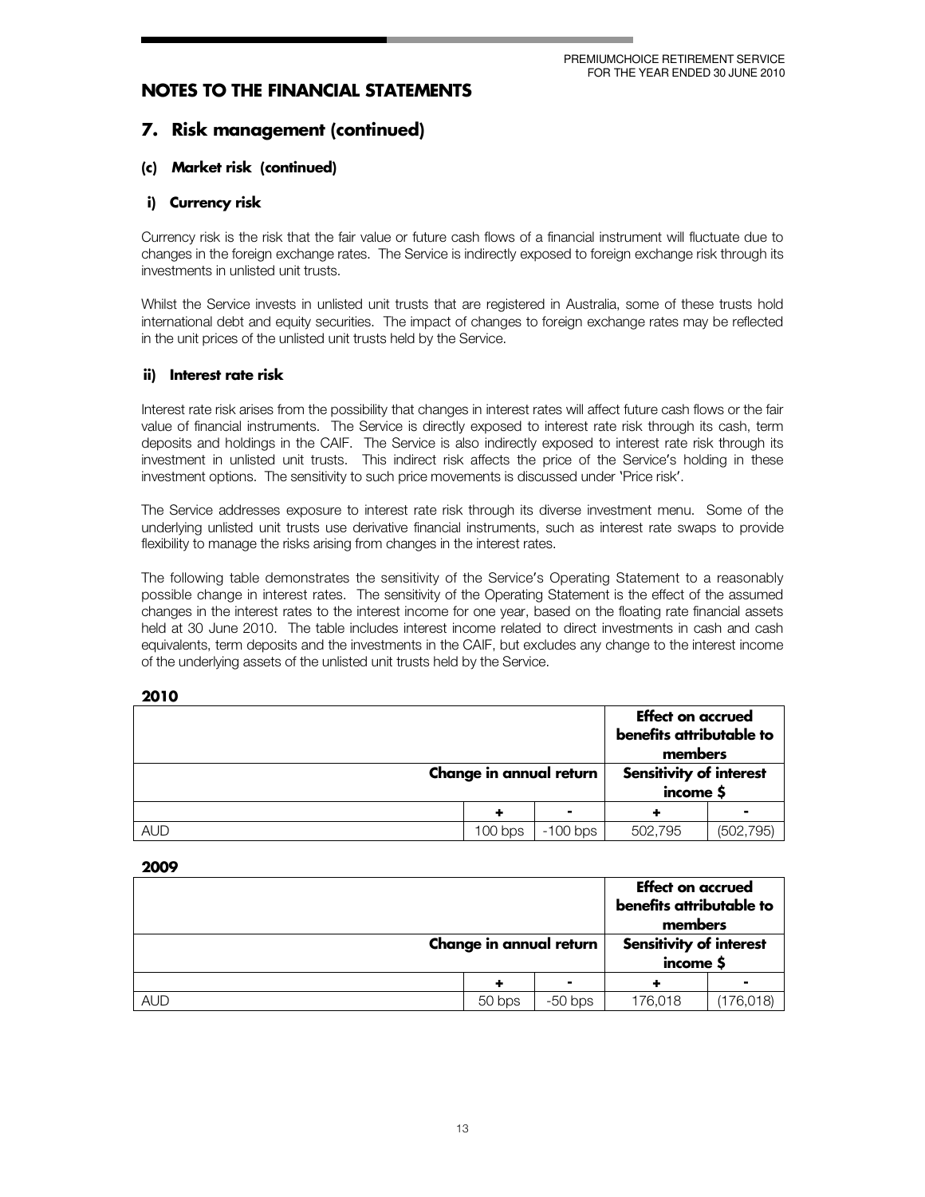# NOTES TO THE FINANCIAL STATEMENTS

## 7. Risk management (continued)

### (c) Market risk (continued)

#### i) Currency risk

Currency risk is the risk that the fair value or future cash flows of a financial instrument will fluctuate due to changes in the foreign exchange rates. The Service is indirectly exposed to foreign exchange risk through its investments in unlisted unit trusts.

Whilst the Service invests in unlisted unit trusts that are registered in Australia, some of these trusts hold international debt and equity securities. The impact of changes to foreign exchange rates may be reflected in the unit prices of the unlisted unit trusts held by the Service.

#### ii) Interest rate risk

Interest rate risk arises from the possibility that changes in interest rates will affect future cash flows or the fair value of financial instruments. The Service is directly exposed to interest rate risk through its cash, term deposits and holdings in the CAIF. The Service is also indirectly exposed to interest rate risk through its investment in unlisted unit trusts. This indirect risk affects the price of the Service's holding in these investment options. The sensitivity to such price movements is discussed under 'Price risk'.

The Service addresses exposure to interest rate risk through its diverse investment menu. Some of the underlying unlisted unit trusts use derivative financial instruments, such as interest rate swaps to provide flexibility to manage the risks arising from changes in the interest rates.

The following table demonstrates the sensitivity of the Service's Operating Statement to a reasonably possible change in interest rates. The sensitivity of the Operating Statement is the effect of the assumed changes in the interest rates to the interest income for one year, based on the floating rate financial assets held at 30 June 2010. The table includes interest income related to direct investments in cash and cash equivalents, term deposits and the investments in the CAIF, but excludes any change to the interest income of the underlying assets of the unlisted unit trusts held by the Service.

**2010**

| | | | Effect on accrued benefits attributable to members | |
|---|---|---|---|---|
| | Change in annual return | | Sensitivity of interest income $ | |
| | + | - | + | - |
| AUD | 100 bps | -100 bps | 502,795 | (502,795) |

**2009**

| | | | Effect on accrued benefits attributable to members | |
|---|---|---|---|---|
| | Change in annual return | | Sensitivity of interest income $ | |
| | + | - | + | - |
| AUD | 50 bps | -50 bps | 176,018 | (176,018) |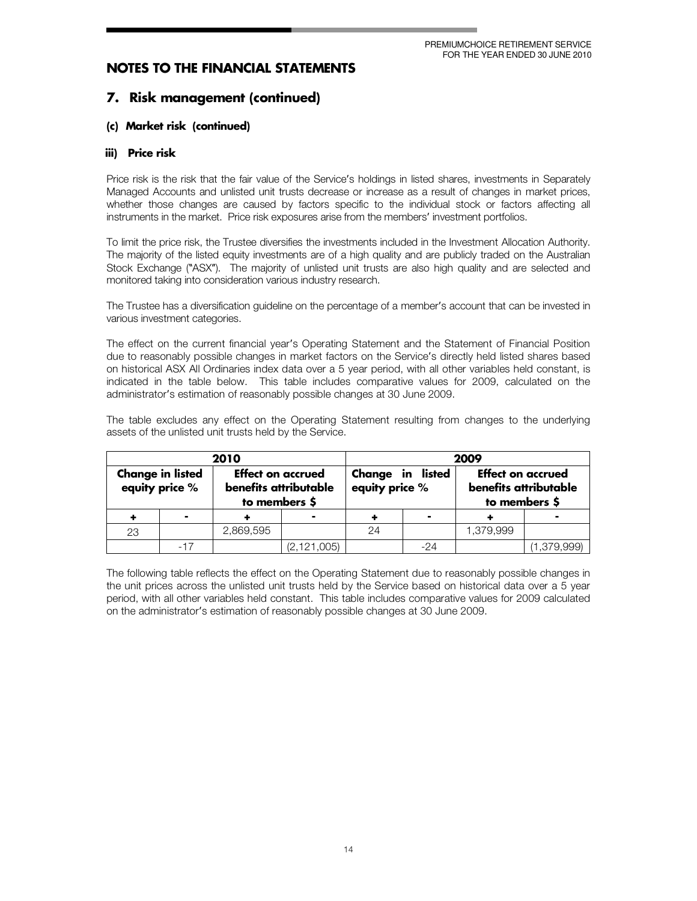# NOTES TO THE FINANCIAL STATEMENTS

## 7. Risk management (continued)

### (c) Market risk (continued)

#### iii) Price risk

Price risk is the risk that the fair value of the Service's holdings in listed shares, investments in Separately Managed Accounts and unlisted unit trusts decrease or increase as a result of changes in market prices, whether those changes are caused by factors specific to the individual stock or factors affecting all instruments in the market. Price risk exposures arise from the members' investment portfolios.

To limit the price risk, the Trustee diversifies the investments included in the Investment Allocation Authority. The majority of the listed equity investments are of a high quality and are publicly traded on the Australian Stock Exchange ("ASX"). The majority of unlisted unit trusts are also high quality and are selected and monitored taking into consideration various industry research.

The Trustee has a diversification guideline on the percentage of a member's account that can be invested in various investment categories.

The effect on the current financial year's Operating Statement and the Statement of Financial Position due to reasonably possible changes in market factors on the Service's directly held listed shares based on historical ASX All Ordinaries index data over a 5 year period, with all other variables held constant, is indicated in the table below. This table includes comparative values for 2009, calculated on the administrator's estimation of reasonably possible changes at 30 June 2009.

The table excludes any effect on the Operating Statement resulting from changes to the underlying assets of the unlisted unit trusts held by the Service.

| 2010 | | | | 2009 | | | |
|---|---|---|---|---|---|---|---|
| Change in listed equity price % | | Effect on accrued benefits attributable to members $ | | Change in listed equity price % | | Effect on accrued benefits attributable to members $ | |
| + | - | + | - | + | - | + | - |
| 23 | | 2,869,595 | | 24 | | 1,379,999 | |
| | -17 | | (2,121,005) | | -24 | | (1,379,999) |

The following table reflects the effect on the Operating Statement due to reasonably possible changes in the unit prices across the unlisted unit trusts held by the Service based on historical data over a 5 year period, with all other variables held constant. This table includes comparative values for 2009 calculated on the administrator's estimation of reasonably possible changes at 30 June 2009.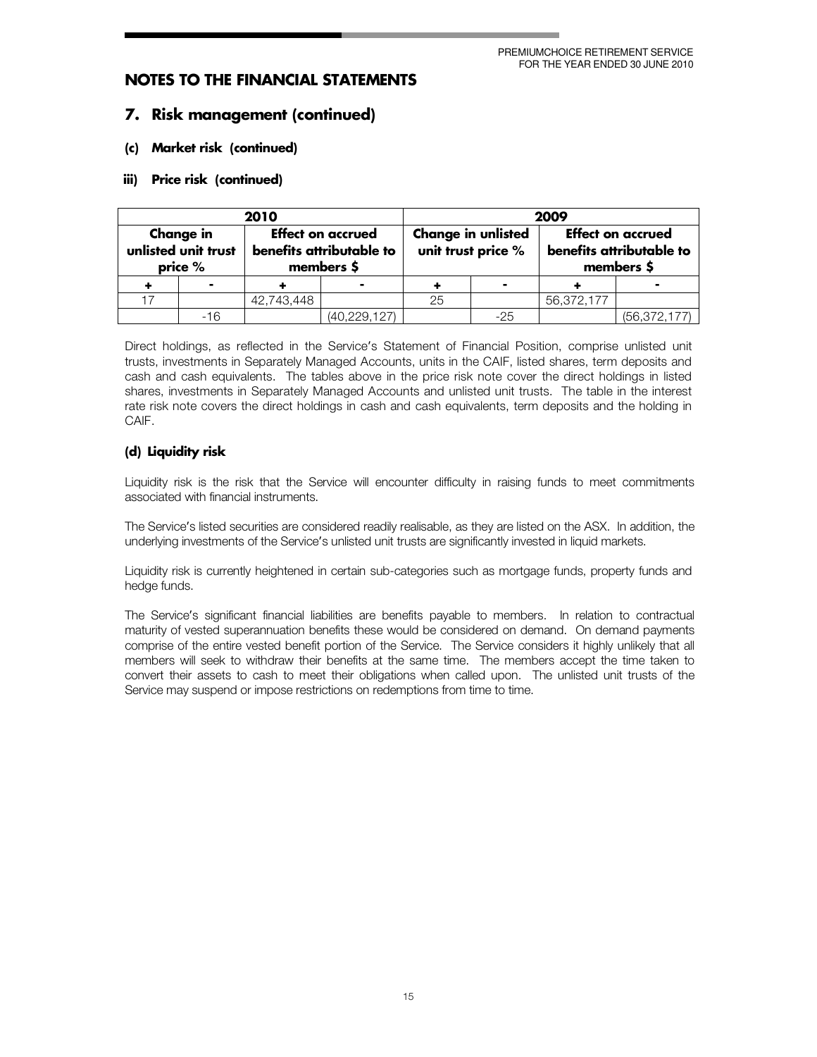## NOTES TO THE FINANCIAL STATEMENTS

## 7. Risk management (continued)

### (c) Market risk (continued)

### iii) Price risk (continued)

| 2010 | | | | 2009 | | | |
|---|---|---|---|---|---|---|---|
| Change in unlisted unit trust price % | | Effect on accrued benefits attributable to members $ | | Change in unlisted unit trust price % | | Effect on accrued benefits attributable to members $ | |
| + | - | + | - | + | - | + | - |
| 17 | | 42,743,448 | | 25 | | 56,372,177 | |
| | -16 | | (40,229,127) | | -25 | | (56,372,177) |

Direct holdings, as reflected in the Service's Statement of Financial Position, comprise unlisted unit trusts, investments in Separately Managed Accounts, units in the CAIF, listed shares, term deposits and cash and cash equivalents. The tables above in the price risk note cover the direct holdings in listed shares, investments in Separately Managed Accounts and unlisted unit trusts. The table in the interest rate risk note covers the direct holdings in cash and cash equivalents, term deposits and the holding in CAIF.

### (d) Liquidity risk

Liquidity risk is the risk that the Service will encounter difficulty in raising funds to meet commitments associated with financial instruments.

The Service's listed securities are considered readily realisable, as they are listed on the ASX. In addition, the underlying investments of the Service's unlisted unit trusts are significantly invested in liquid markets.

Liquidity risk is currently heightened in certain sub-categories such as mortgage funds, property funds and hedge funds.

The Service's significant financial liabilities are benefits payable to members. In relation to contractual maturity of vested superannuation benefits these would be considered on demand. On demand payments comprise of the entire vested benefit portion of the Service. The Service considers it highly unlikely that all members will seek to withdraw their benefits at the same time. The members accept the time taken to convert their assets to cash to meet their obligations when called upon. The unlisted unit trusts of the Service may suspend or impose restrictions on redemptions from time to time.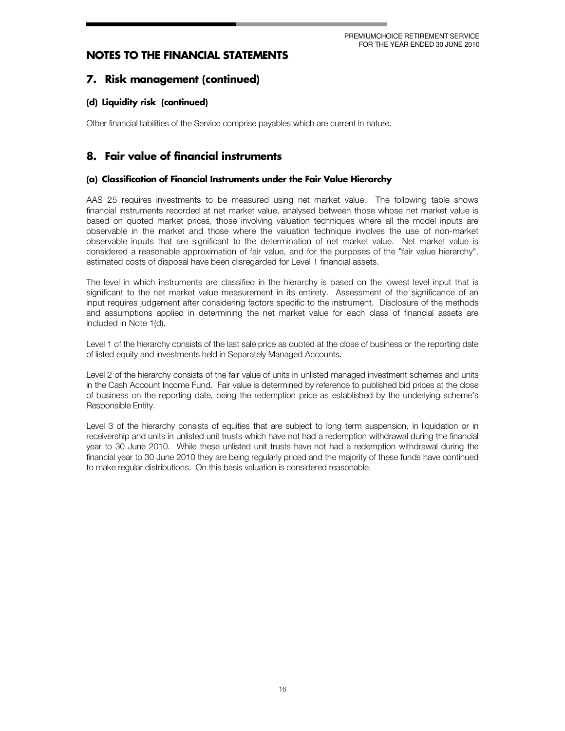## NOTES TO THE FINANCIAL STATEMENTS

## 7. Risk management (continued)

### (d) Liquidity risk (continued)

Other financial liabilities of the Service comprise payables which are current in nature.

## 8. Fair value of financial instruments

### (a) Classification of Financial Instruments under the Fair Value Hierarchy

AAS 25 requires investments to be measured using net market value. The following table shows financial instruments recorded at net market value, analysed between those whose net market value is based on quoted market prices, those involving valuation techniques where all the model inputs are observable in the market and those where the valuation technique involves the use of non-market observable inputs that are significant to the determination of net market value. Net market value is considered a reasonable approximation of fair value, and for the purposes of the "fair value hierarchy", estimated costs of disposal have been disregarded for Level 1 financial assets.

The level in which instruments are classified in the hierarchy is based on the lowest level input that is significant to the net market value measurement in its entirety. Assessment of the significance of an input requires judgement after considering factors specific to the instrument. Disclosure of the methods and assumptions applied in determining the net market value for each class of financial assets are included in Note 1(d).

Level 1 of the hierarchy consists of the last sale price as quoted at the close of business or the reporting date of listed equity and investments held in Separately Managed Accounts.

Level 2 of the hierarchy consists of the fair value of units in unlisted managed investment schemes and units in the Cash Account Income Fund. Fair value is determined by reference to published bid prices at the close of business on the reporting date, being the redemption price as established by the underlying scheme's Responsible Entity.

Level 3 of the hierarchy consists of equities that are subject to long term suspension, in liquidation or in receivership and units in unlisted unit trusts which have not had a redemption withdrawal during the financial year to 30 June 2010. While these unlisted unit trusts have not had a redemption withdrawal during the financial year to 30 June 2010 they are being regularly priced and the majority of these funds have continued to make regular distributions. On this basis valuation is considered reasonable.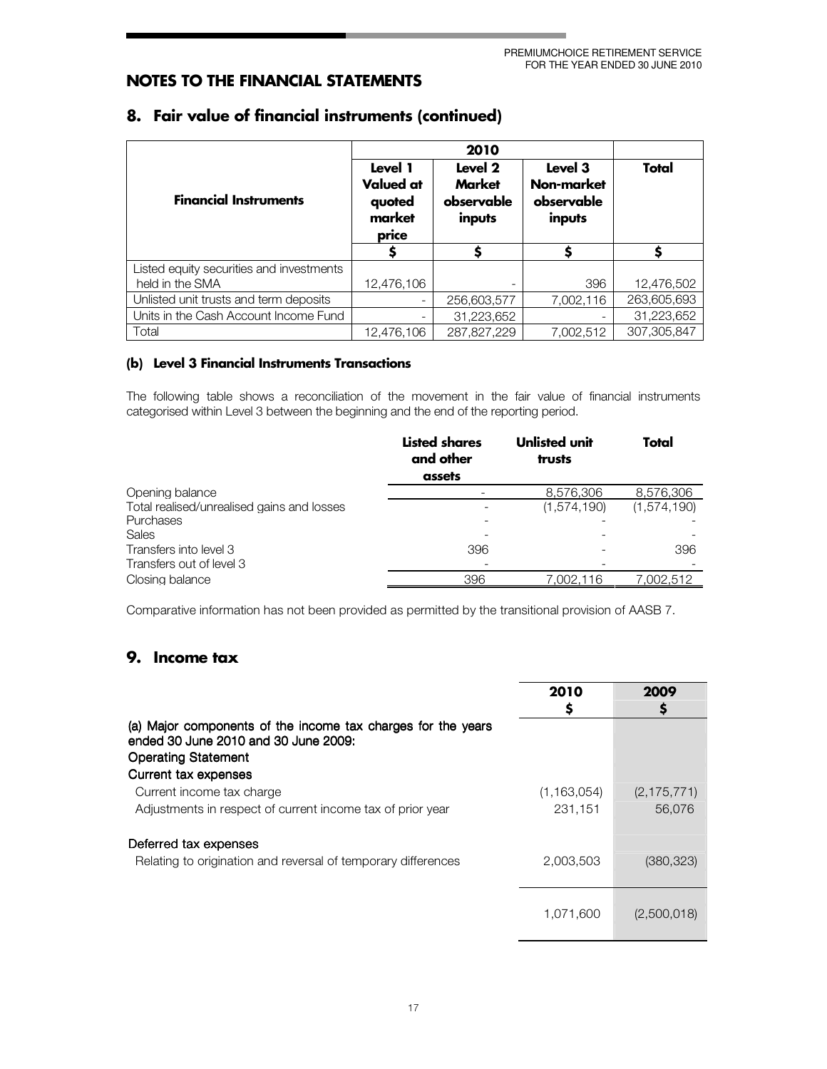## NOTES TO THE FINANCIAL STATEMENTS

## 8. Fair value of financial instruments (continued)

| Financial Instruments | 2010 | | | |
|---|---|---|---|---|
| | Level 1 Valued at quoted market price | Level 2 Market observable inputs | Level 3 Non-market observable inputs | Total |
| | $ | $ | $ | $ |
| Listed equity securities and investments held in the SMA | 12,476,106 | - | 396 | 12,476,502 |
| Unlisted unit trusts and term deposits | - | 256,603,577 | 7,002,116 | 263,605,693 |
| Units in the Cash Account Income Fund | - | 31,223,652 | - | 31,223,652 |
| Total | 12,476,106 | 287,827,229 | 7,002,512 | 307,305,847 |

### (b) Level 3 Financial Instruments Transactions

The following table shows a reconciliation of the movement in the fair value of financial instruments categorised within Level 3 between the beginning and the end of the reporting period.

| | Listed shares and other assets | Unlisted unit trusts | Total |
|---|---|---|---|
| Opening balance | - | 8,576,306 | 8,576,306 |
| Total realised/unrealised gains and losses | - | (1,574,190) | (1,574,190) |
| Purchases | - | - | - |
| Sales | - | - | - |
| Transfers into level 3 | 396 | - | 396 |
| Transfers out of level 3 | - | - | - |
| Closing balance | 396 | 7,002,116 | 7,002,512 |

Comparative information has not been provided as permitted by the transitional provision of AASB 7.

## 9. Income tax

| | 2010 $ | 2009 $ |
|---|---|---|
| (a) Major components of the income tax charges for the years ended 30 June 2010 and 30 June 2009: | | |
| Operating Statement | | |
| Current tax expenses | | |
| Current income tax charge | (1,163,054) | (2,175,771) |
| Adjustments in respect of current income tax of prior year | 231,151 | 56,076 |
| Deferred tax expenses | | |
| Relating to origination and reversal of temporary differences | 2,003,503 | (380,323) |
| | 1,071,600 | (2,500,018) |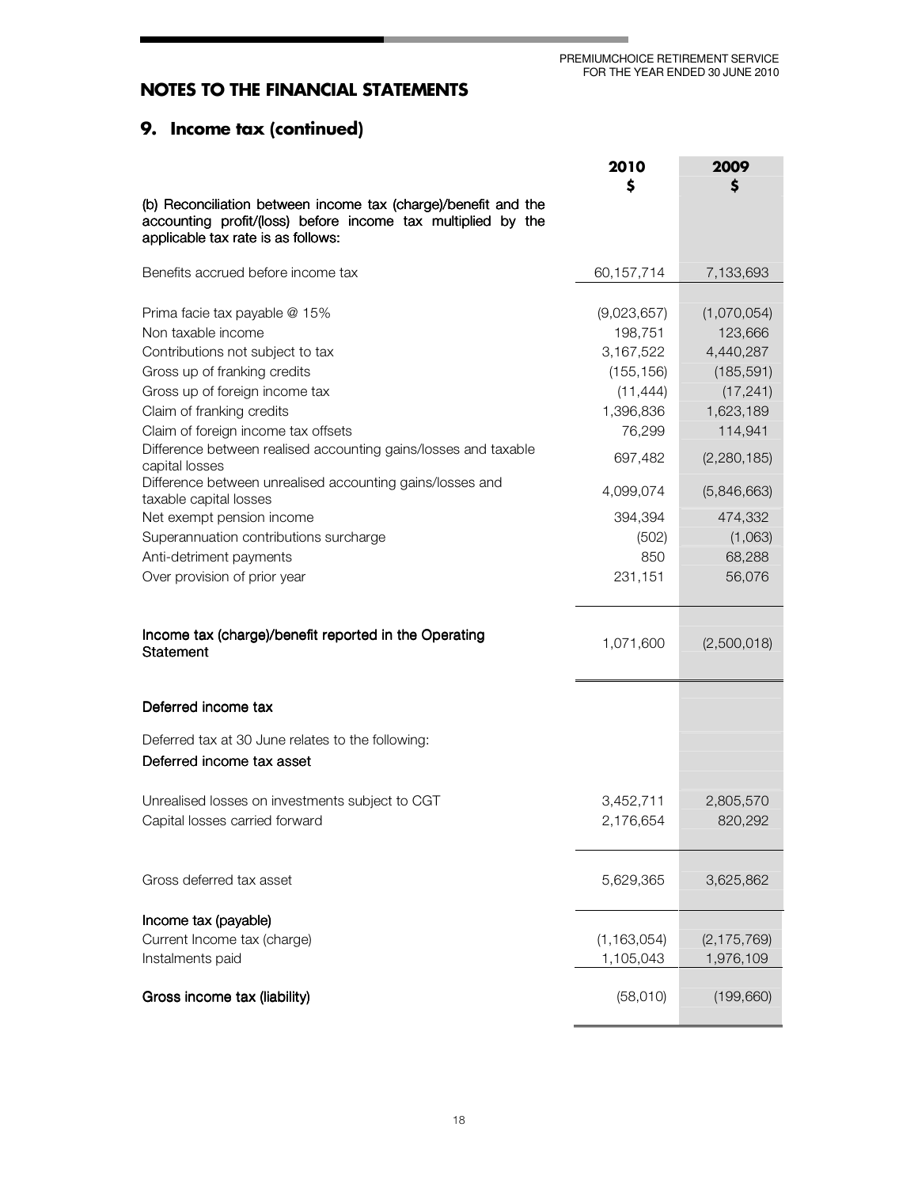## NOTES TO THE FINANCIAL STATEMENTS

## 9. Income tax (continued)

| | 2010<br>$ | 2009<br>$ |
|---|---|---|
| (b) Reconciliation between income tax (charge)/benefit and the accounting profit/(loss) before income tax multiplied by the applicable tax rate is as follows: | | |
| Benefits accrued before income tax | 60,157,714 | 7,133,693 |
| Prima facie tax payable @ 15% | (9,023,657) | (1,070,054) |
| Non taxable income | 198,751 | 123,666 |
| Contributions not subject to tax | 3,167,522 | 4,440,287 |
| Gross up of franking credits | (155,156) | (185,591) |
| Gross up of foreign income tax | (11,444) | (17,241) |
| Claim of franking credits | 1,396,836 | 1,623,189 |
| Claim of foreign income tax offsets | 76,299 | 114,941 |
| Difference between realised accounting gains/losses and taxable capital losses | 697,482 | (2,280,185) |
| Difference between unrealised accounting gains/losses and taxable capital losses | 4,099,074 | (5,846,663) |
| Net exempt pension income | 394,394 | 474,332 |
| Superannuation contributions surcharge | (502) | (1,063) |
| Anti-detriment payments | 850 | 68,288 |
| Over provision of prior year | 231,151 | 56,076 |
| Income tax (charge)/benefit reported in the Operating Statement | 1,071,600 | (2,500,018) |
| **Deferred income tax** | | |
| Deferred tax at 30 June relates to the following: | | |
| Deferred income tax asset | | |
| Unrealised losses on investments subject to CGT | 3,452,711 | 2,805,570 |
| Capital losses carried forward | 2,176,654 | 820,292 |
| Gross deferred tax asset | 5,629,365 | 3,625,862 |
| Income tax (payable) | | |
| Current Income tax (charge) | (1,163,054) | (2,175,769) |
| Instalments paid | 1,105,043 | 1,976,109 |
| Gross income tax (liability) | (58,010) | (199,660) |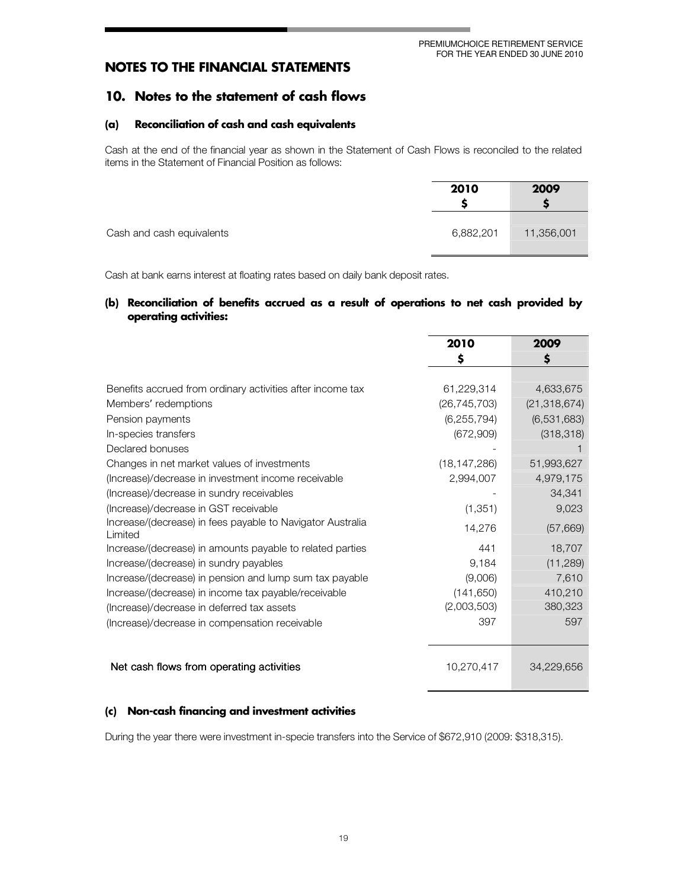# NOTES TO THE FINANCIAL STATEMENTS

## 10. Notes to the statement of cash flows

### (a) Reconciliation of cash and cash equivalents

Cash at the end of the financial year as shown in the Statement of Cash Flows is reconciled to the related items in the Statement of Financial Position as follows:

| | 2010<br>$ | 2009<br>$ |
|---|---|---|
| Cash and cash equivalents | 6,882,201 | 11,356,001 |

Cash at bank earns interest at floating rates based on daily bank deposit rates.

### (b) Reconciliation of benefits accrued as a result of operations to net cash provided by operating activities:

| | 2010<br>$ | 2009<br>$ |
|---|---|---|
| Benefits accrued from ordinary activities after income tax | 61,229,314 | 4,633,675 |
| Members' redemptions | (26,745,703) | (21,318,674) |
| Pension payments | (6,255,794) | (6,531,683) |
| In-species transfers | (672,909) | (318,318) |
| Declared bonuses | - | 1 |
| Changes in net market values of investments | (18,147,286) | 51,993,627 |
| (Increase)/decrease in investment income receivable | 2,994,007 | 4,979,175 |
| (Increase)/decrease in sundry receivables | - | 34,341 |
| (Increase)/decrease in GST receivable | (1,351) | 9,023 |
| Increase/(decrease) in fees payable to Navigator Australia Limited | 14,276 | (57,669) |
| Increase/(decrease) in amounts payable to related parties | 441 | 18,707 |
| Increase/(decrease) in sundry payables | 9,184 | (11,289) |
| Increase/(decrease) in pension and lump sum tax payable | (9,006) | 7,610 |
| Increase/(decrease) in income tax payable/receivable | (141,650) | 410,210 |
| (Increase)/decrease in deferred tax assets | (2,003,503) | 380,323 |
| (Increase)/decrease in compensation receivable | 397 | 597 |
| Net cash flows from operating activities | 10,270,417 | 34,229,656 |

### (c) Non-cash financing and investment activities

During the year there were investment in-specie transfers into the Service of $672,910 (2009: $318,315).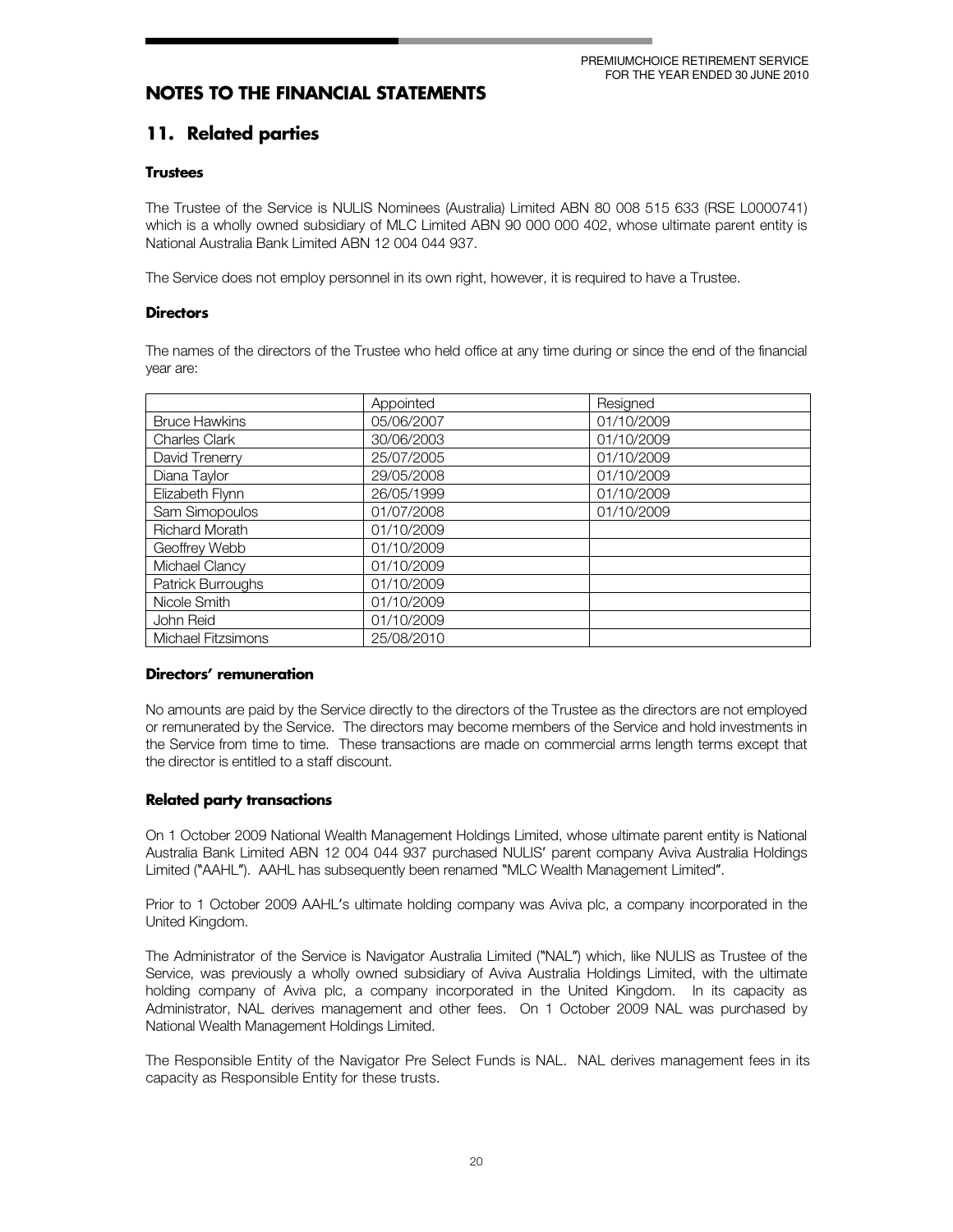# NOTES TO THE FINANCIAL STATEMENTS

## 11. Related parties

### Trustees

The Trustee of the Service is NULIS Nominees (Australia) Limited ABN 80 008 515 633 (RSE L0000741) which is a wholly owned subsidiary of MLC Limited ABN 90 000 000 402, whose ultimate parent entity is National Australia Bank Limited ABN 12 004 044 937.

The Service does not employ personnel in its own right, however, it is required to have a Trustee.

### Directors

The names of the directors of the Trustee who held office at any time during or since the end of the financial year are:

| | Appointed | Resigned |
|---|---|---|
| Bruce Hawkins | 05/06/2007 | 01/10/2009 |
| Charles Clark | 30/06/2003 | 01/10/2009 |
| David Trenerry | 25/07/2005 | 01/10/2009 |
| Diana Taylor | 29/05/2008 | 01/10/2009 |
| Elizabeth Flynn | 26/05/1999 | 01/10/2009 |
| Sam Simopoulos | 01/07/2008 | 01/10/2009 |
| Richard Morath | 01/10/2009 | |
| Geoffrey Webb | 01/10/2009 | |
| Michael Clancy | 01/10/2009 | |
| Patrick Burroughs | 01/10/2009 | |
| Nicole Smith | 01/10/2009 | |
| John Reid | 01/10/2009 | |
| Michael Fitzsimons | 25/08/2010 | |

### Directors' remuneration

No amounts are paid by the Service directly to the directors of the Trustee as the directors are not employed or remunerated by the Service. The directors may become members of the Service and hold investments in the Service from time to time. These transactions are made on commercial arms length terms except that the director is entitled to a staff discount.

### Related party transactions

On 1 October 2009 National Wealth Management Holdings Limited, whose ultimate parent entity is National Australia Bank Limited ABN 12 004 044 937 purchased NULIS' parent company Aviva Australia Holdings Limited ("AAHL"). AAHL has subsequently been renamed "MLC Wealth Management Limited".

Prior to 1 October 2009 AAHL's ultimate holding company was Aviva plc, a company incorporated in the United Kingdom.

The Administrator of the Service is Navigator Australia Limited ("NAL") which, like NULIS as Trustee of the Service, was previously a wholly owned subsidiary of Aviva Australia Holdings Limited, with the ultimate holding company of Aviva plc, a company incorporated in the United Kingdom. In its capacity as Administrator, NAL derives management and other fees. On 1 October 2009 NAL was purchased by National Wealth Management Holdings Limited.

The Responsible Entity of the Navigator Pre Select Funds is NAL. NAL derives management fees in its capacity as Responsible Entity for these trusts.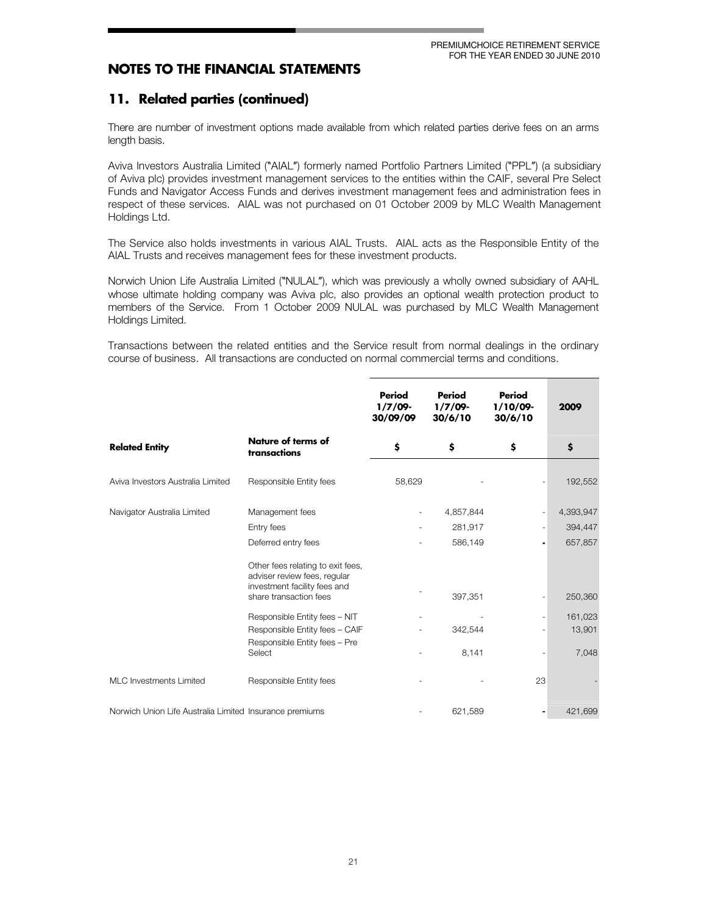# NOTES TO THE FINANCIAL STATEMENTS

## 11. Related parties (continued)

There are number of investment options made available from which related parties derive fees on an arms length basis.

Aviva Investors Australia Limited ("AIAL") formerly named Portfolio Partners Limited ("PPL") (a subsidiary of Aviva plc) provides investment management services to the entities within the CAIF, several Pre Select Funds and Navigator Access Funds and derives investment management fees and administration fees in respect of these services. AIAL was not purchased on 01 October 2009 by MLC Wealth Management Holdings Ltd.

The Service also holds investments in various AIAL Trusts. AIAL acts as the Responsible Entity of the AIAL Trusts and receives management fees for these investment products.

Norwich Union Life Australia Limited ("NULAL"), which was previously a wholly owned subsidiary of AAHL whose ultimate holding company was Aviva plc, also provides an optional wealth protection product to members of the Service. From 1 October 2009 NULAL was purchased by MLC Wealth Management Holdings Limited.

Transactions between the related entities and the Service result from normal dealings in the ordinary course of business. All transactions are conducted on normal commercial terms and conditions.

| Related Entity | Nature of terms of transactions | Period 1/7/09-30/09/09 $ | Period 1/7/09-30/6/10 $ | Period 1/10/09-30/6/10 $ | 2009 $ |
|---|---|---|---|---|---|
| Aviva Investors Australia Limited | Responsible Entity fees | 58,629 | - | - | 192,552 |
| Navigator Australia Limited | Management fees | - | 4,857,844 | - | 4,393,947 |
| | Entry fees | - | 281,917 | - | 394,447 |
| | Deferred entry fees | - | 586,149 | - | 657,857 |
| | Other fees relating to exit fees, adviser review fees, regular investment facility fees and share transaction fees | - | 397,351 | - | 250,360 |
| | Responsible Entity fees – NIT | - | - | - | 161,023 |
| | Responsible Entity fees – CAIF | - | 342,544 | - | 13,901 |
| | Responsible Entity fees – Pre Select | - | 8,141 | - | 7,048 |
| MLC Investments Limited | Responsible Entity fees | - | - | 23 | - |
| Norwich Union Life Australia Limited | Insurance premiums | - | 621,589 | - | 421,699 |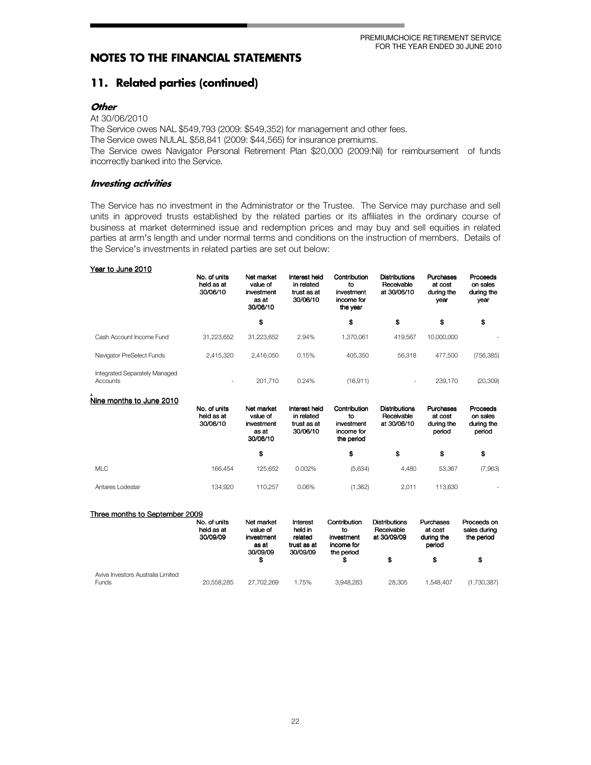## NOTES TO THE FINANCIAL STATEMENTS

## 11. Related parties (continued)

### *Other*

At 30/06/2010

The Service owes NAL $549,793 (2009: $549,352) for management and other fees.

The Service owes NULAL $58,841 (2009: $44,565) for insurance premiums.

The Service owes Navigator Personal Retirement Plan $20,000 (2009:Nil) for reimbursement of funds incorrectly banked into the Service.

### *Investing activities*

The Service has no investment in the Administrator or the Trustee. The Service may purchase and sell units in approved trusts established by the related parties or its affiliates in the ordinary course of business at market determined issue and redemption prices and may buy and sell equities in related parties at arm's length and under normal terms and conditions on the instruction of members. Details of the Service's investments in related parties are set out below:

**Year to June 2010**

| | No. of units held as at 30/06/10 | Net market value of investment as at 30/06/10 | Interest held in related trust as at 30/06/10 | Contribution to investment income for the year | Distributions Receivable at 30/06/10 | Purchases at cost during the year | Proceeds on sales during the year |
|---|---|---|---|---|---|---|---|
| | | $ | | $ | $ | $ | $ |
| Cash Account Income Fund | 31,223,652 | 31,223,652 | 2.94% | 1,370,061 | 419,567 | 10,000,000 | - |
| Navigator PreSelect Funds | 2,415,320 | 2,416,050 | 0.15% | 405,350 | 56,318 | 477,500 | (756,385) |
| Integrated Separately Managed Accounts | - | 201,710 | 0.24% | (16,911) | - | 239,170 | (20,309) |

**Nine months to June 2010**

| | No. of units held as at 30/06/10 | Net market value of investment as at 30/06/10 | Interest held in related trust as at 30/06/10 | Contribution to investment income for the period | Distributions Receivable at 30/06/10 | Purchases at cost during the period | Proceeds on sales during the period |
|---|---|---|---|---|---|---|---|
| | | $ | | $ | $ | $ | $ |
| MLC | 166,454 | 125,652 | 0.002% | (5,634) | 4,480 | 53,367 | (7,963) |
| Antares Lodestar | 134,920 | 110,257 | 0.06% | (1,362) | 2,011 | 113,630 | - |

**Three months to September 2009**

| | No. of units held as at 30/09/09 | Net market value of investment as at 30/09/09 | Interest held in related trust as at 30/09/09 | Contribution to investment income for the period | Distributions Receivable at 30/09/09 | Purchases at cost during the period | Proceeds on sales during the period |
|---|---|---|---|---|---|---|---|
| | | $ | | $ | $ | $ | $ |
| Aviva Investors Australia Limited Funds | 20,558,285 | 27,702,269 | 1.75% | 3,948,283 | 28,305 | 1,548,407 | (1,730,387) |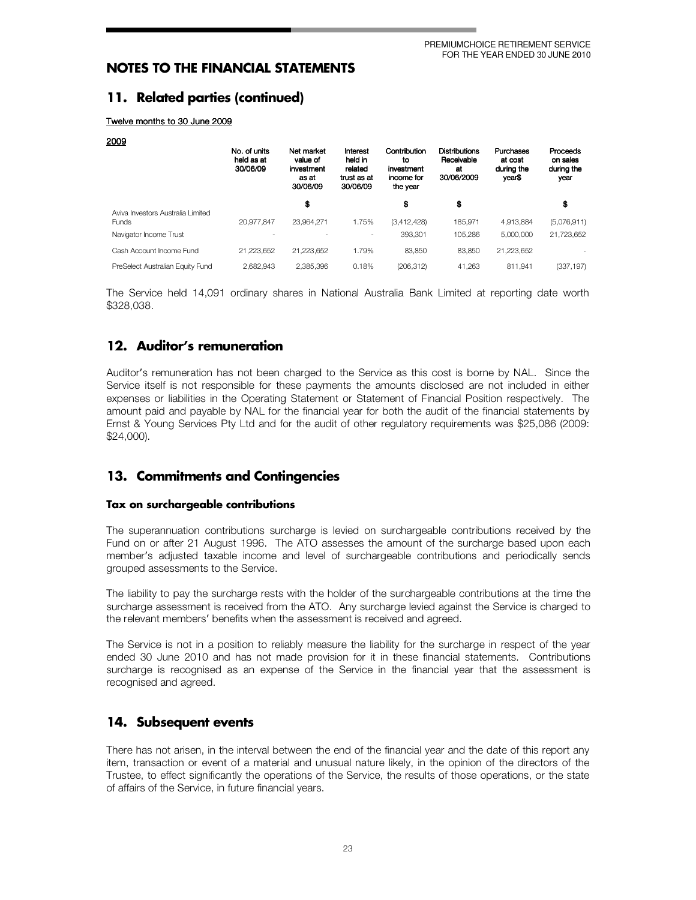# NOTES TO THE FINANCIAL STATEMENTS

## 11. Related parties (continued)

**Twelve months to 30 June 2009**

**2009**

| | No. of units held as at 30/06/09 | Net market value of investment as at 30/06/09 | Interest held in related trust as at 30/06/09 | Contribution to investment income for the year | Distributions Receivable at 30/06/2009 | Purchases at cost during the year$ | Proceeds on sales during the year |
|---|---|---|---|---|---|---|---|
| | | $ | | $ | $ | | $ |
| Aviva Investors Australia Limited Funds | 20,977,847 | 23,964,271 | 1.75% | (3,412,428) | 185,971 | 4,913,884 | (5,076,911) |
| Navigator Income Trust | - | - | - | 393,301 | 105,286 | 5,000,000 | 21,723,652 |
| Cash Account Income Fund | 21,223,652 | 21,223,652 | 1.79% | 83,850 | 83,850 | 21,223,652 | - |
| PreSelect Australian Equity Fund | 2,682,943 | 2,385,396 | 0.18% | (206,312) | 41,263 | 811,941 | (337,197) |

The Service held 14,091 ordinary shares in National Australia Bank Limited at reporting date worth $328,038.

## 12. Auditor's remuneration

Auditor's remuneration has not been charged to the Service as this cost is borne by NAL. Since the Service itself is not responsible for these payments the amounts disclosed are not included in either expenses or liabilities in the Operating Statement or Statement of Financial Position respectively. The amount paid and payable by NAL for the financial year for both the audit of the financial statements by Ernst & Young Services Pty Ltd and for the audit of other regulatory requirements was $25,086 (2009: $24,000).

## 13. Commitments and Contingencies

### Tax on surchargeable contributions

The superannuation contributions surcharge is levied on surchargeable contributions received by the Fund on or after 21 August 1996. The ATO assesses the amount of the surcharge based upon each member's adjusted taxable income and level of surchargeable contributions and periodically sends grouped assessments to the Service.

The liability to pay the surcharge rests with the holder of the surchargeable contributions at the time the surcharge assessment is received from the ATO. Any surcharge levied against the Service is charged to the relevant members' benefits when the assessment is received and agreed.

The Service is not in a position to reliably measure the liability for the surcharge in respect of the year ended 30 June 2010 and has not made provision for it in these financial statements. Contributions surcharge is recognised as an expense of the Service in the financial year that the assessment is recognised and agreed.

## 14. Subsequent events

There has not arisen, in the interval between the end of the financial year and the date of this report any item, transaction or event of a material and unusual nature likely, in the opinion of the directors of the Trustee, to effect significantly the operations of the Service, the results of those operations, or the state of affairs of the Service, in future financial years.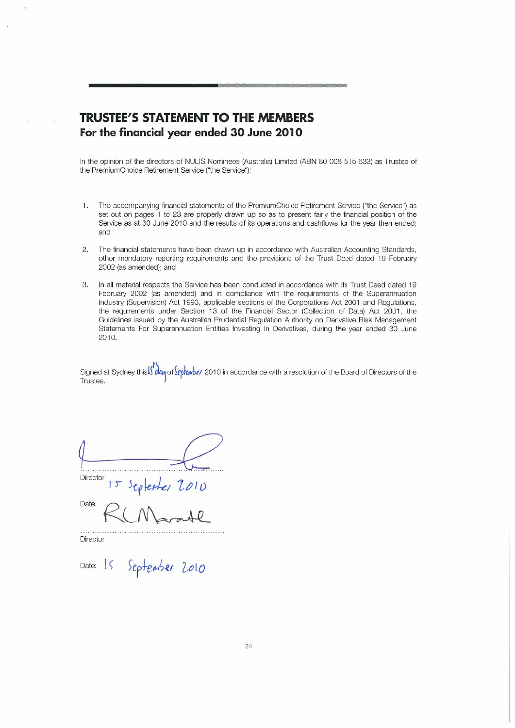# TRUSTEE'S STATEMENT TO THE MEMBERS
## For the financial year ended 30 June 2010

In the opinion of the directors of NULIS Nominees (Australia) Limited (ABN 80 008 515 633) as Trustee of the PremiumChoice Retirement Service ("the Service"):

1. The accompanying financial statements of the PremiumChoice Retirement Service ("the Service") as set out on pages 1 to 23 are properly drawn up so as to present fairly the financial position of the Service as at 30 June 2010 and the results of its operations and cashflows for the year then ended; and

2. The financial statements have been drawn up in accordance with Australian Accounting Standards, other mandatory reporting requirements and the provisions of the Trust Deed dated 19 February 2002 (as amended); and

3. In all material respects the Service has been conducted in accordance with its Trust Deed dated 19 February 2002 (as amended) and in compliance with the requirements of the Superannuation Industry (Supervision) Act 1993, applicable sections of the Corporations Act 2001 and Regulations, the requirements under Section 13 of the Financial Sector (Collection of Data) Act 2001, the Guidelines issued by the Australian Prudential Regulation Authority on Derivative Risk Management Statements For Superannuation Entities Investing In Derivatives, during the year ended 30 June 2010.

Signed at Sydney this 15th day of September 2010 in accordance with a resolution of the Board of Directors of the Trustee.

........................................................

Director

Date: 15 September 2010

........................................................

Director

Date: 15 September 2010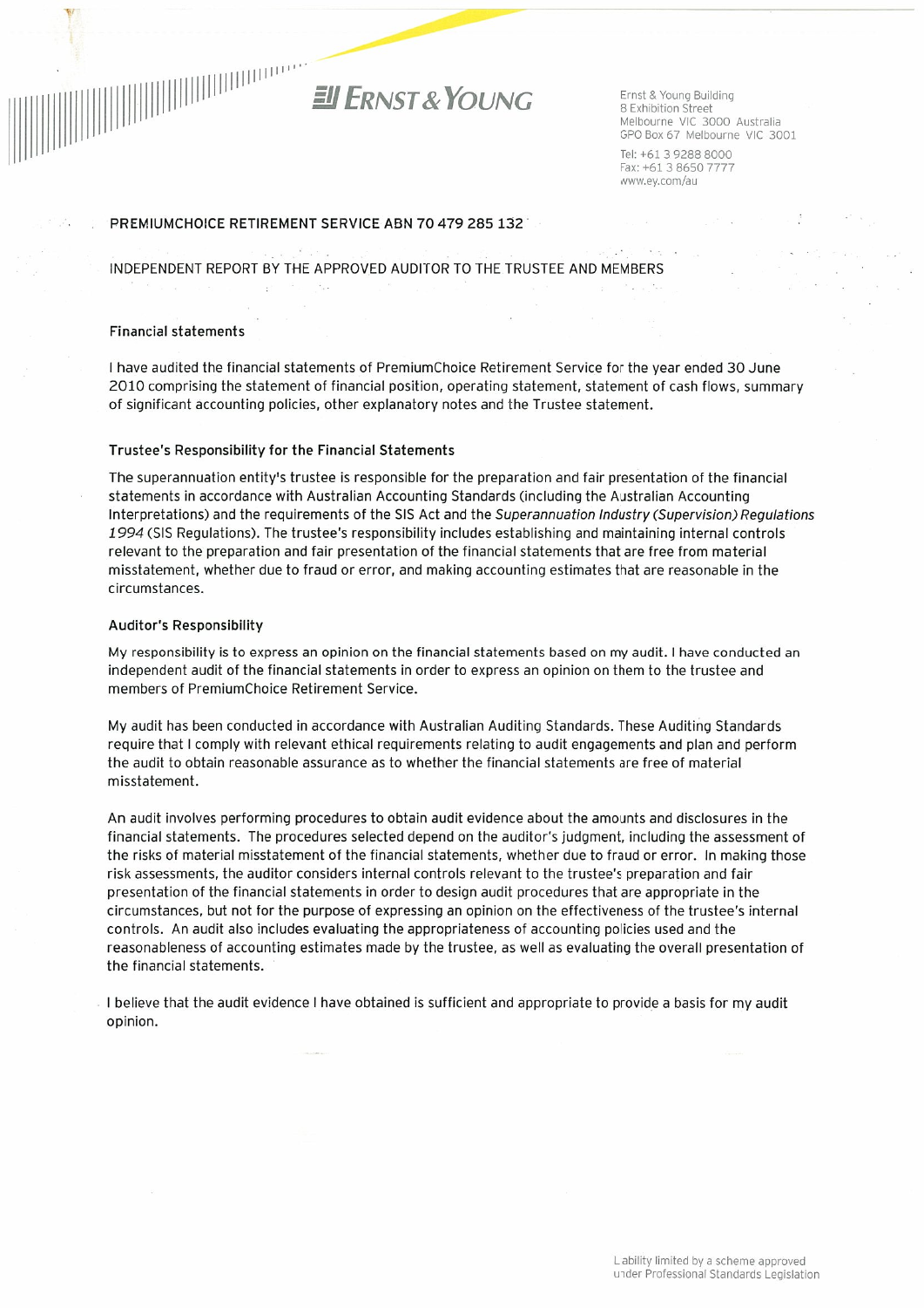Ernst & Young

Ernst & Young Building
8 Exhibition Street
Melbourne VIC 3000 Australia
GPO Box 67 Melbourne VIC 3001

Tel: +61 3 9288 8000
Fax: +61 3 8650 7777
www.ey.com/au

PREMIUMCHOICE RETIREMENT SERVICE ABN 70 479 285 132

INDEPENDENT REPORT BY THE APPROVED AUDITOR TO THE TRUSTEE AND MEMBERS

## Financial statements

I have audited the financial statements of PremiumChoice Retirement Service for the year ended 30 June 2010 comprising the statement of financial position, operating statement, statement of cash flows, summary of significant accounting policies, other explanatory notes and the Trustee statement.

## Trustee's Responsibility for the Financial Statements

The superannuation entity's trustee is responsible for the preparation and fair presentation of the financial statements in accordance with Australian Accounting Standards (including the Australian Accounting Interpretations) and the requirements of the SIS Act and the *Superannuation Industry (Supervision) Regulations 1994* (SIS Regulations). The trustee's responsibility includes establishing and maintaining internal controls relevant to the preparation and fair presentation of the financial statements that are free from material misstatement, whether due to fraud or error, and making accounting estimates that are reasonable in the circumstances.

## Auditor's Responsibility

My responsibility is to express an opinion on the financial statements based on my audit. I have conducted an independent audit of the financial statements in order to express an opinion on them to the trustee and members of PremiumChoice Retirement Service.

My audit has been conducted in accordance with Australian Auditing Standards. These Auditing Standards require that I comply with relevant ethical requirements relating to audit engagements and plan and perform the audit to obtain reasonable assurance as to whether the financial statements are free of material misstatement.

An audit involves performing procedures to obtain audit evidence about the amounts and disclosures in the financial statements. The procedures selected depend on the auditor's judgment, including the assessment of the risks of material misstatement of the financial statements, whether due to fraud or error. In making those risk assessments, the auditor considers internal controls relevant to the trustee's preparation and fair presentation of the financial statements in order to design audit procedures that are appropriate in the circumstances, but not for the purpose of expressing an opinion on the effectiveness of the trustee's internal controls. An audit also includes evaluating the appropriateness of accounting policies used and the reasonableness of accounting estimates made by the trustee, as well as evaluating the overall presentation of the financial statements.

I believe that the audit evidence I have obtained is sufficient and appropriate to provide a basis for my audit opinion.

Liability limited by a scheme approved under Professional Standards Legislation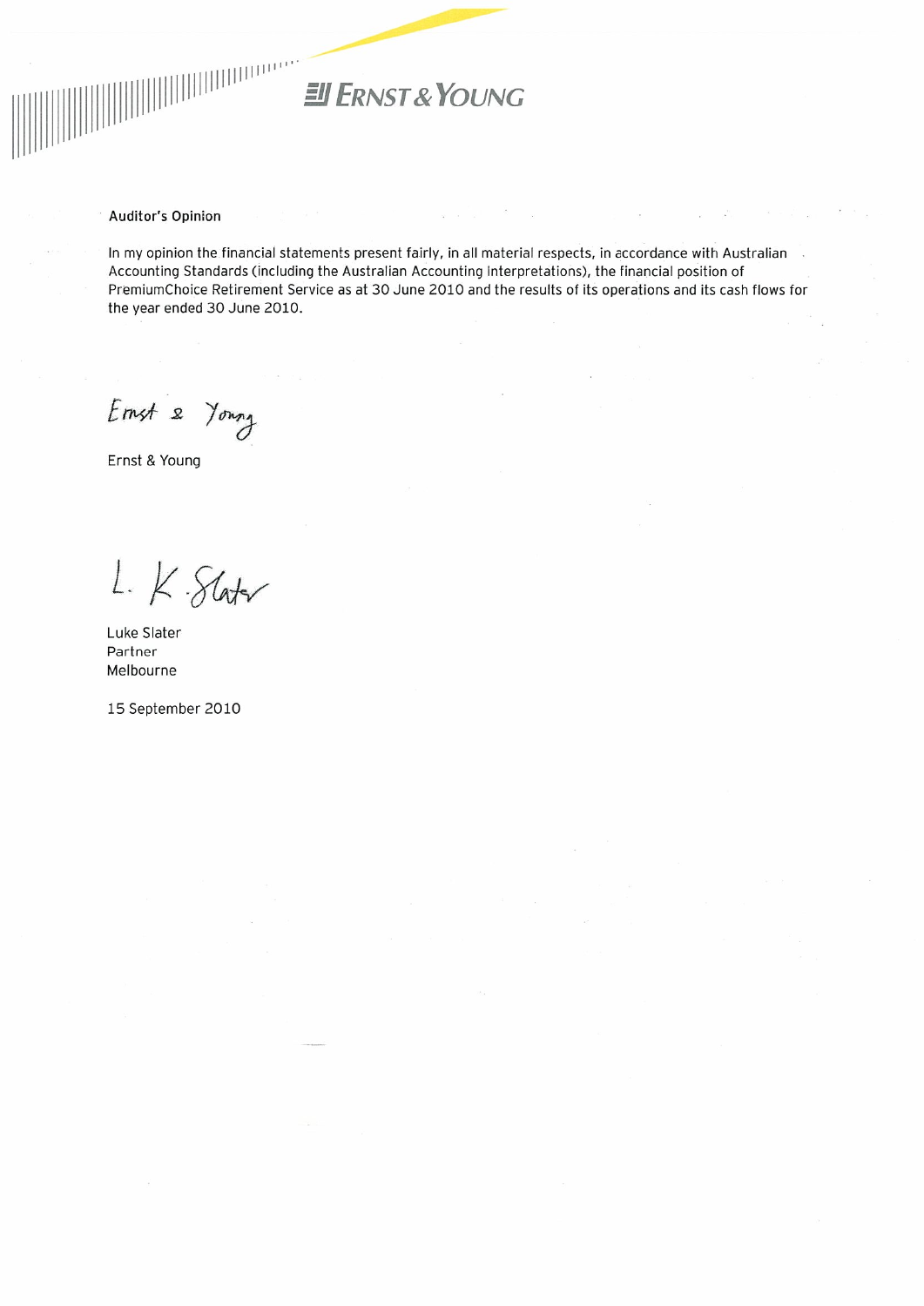**Auditor's Opinion**

In my opinion the financial statements present fairly, in all material respects, in accordance with Australian Accounting Standards (including the Australian Accounting Interpretations), the financial position of PremiumChoice Retirement Service as at 30 June 2010 and the results of its operations and its cash flows for the year ended 30 June 2010.

Ernst & Young

Luke Slater
Partner
Melbourne

15 September 2010